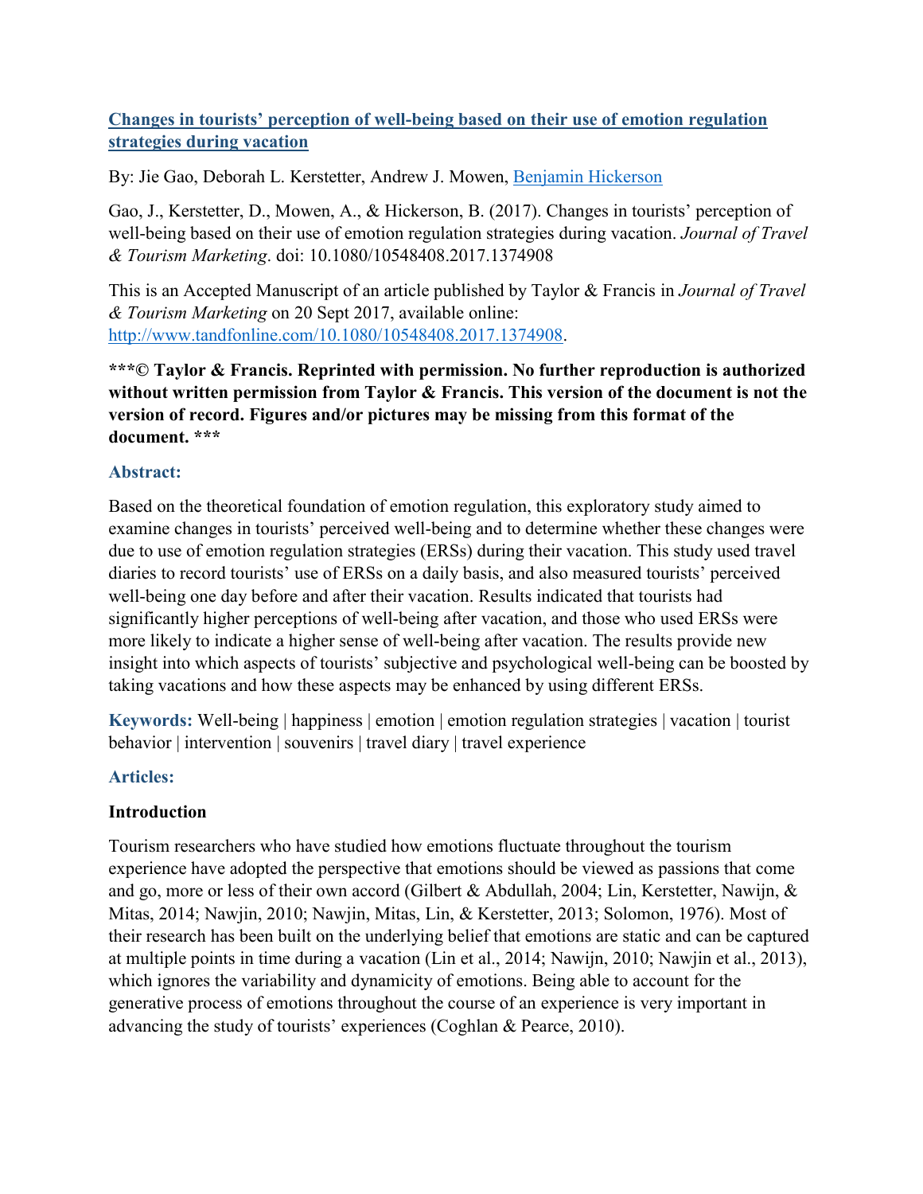# [Changes in tourists' perception of well-being based on their use of emotion regulation strategies during vacation](#)

By: Jie Gao, Deborah L. Kerstetter, Andrew J. Mowen, [Benjamin Hickerson](#)

Gao, J., Kerstetter, D., Mowen, A., & Hickerson, B. (2017). Changes in tourists' perception of well-being based on their use of emotion regulation strategies during vacation. *Journal of Travel & Tourism Marketing*. doi: 10.1080/10548408.2017.1374908

This is an Accepted Manuscript of an article published by Taylor & Francis in *Journal of Travel & Tourism Marketing* on 20 Sept 2017, available online: [http://www.tandfonline.com/10.1080/10548408.2017.1374908](http://www.tandfonline.com/10.1080/10548408.2017.1374908).

**\*\*\*© Taylor & Francis. Reprinted with permission. No further reproduction is authorized without written permission from Taylor & Francis. This version of the document is not the version of record. Figures and/or pictures may be missing from this format of the document. \*\*\***

### Abstract:

Based on the theoretical foundation of emotion regulation, this exploratory study aimed to examine changes in tourists' perceived well-being and to determine whether these changes were due to use of emotion regulation strategies (ERSs) during their vacation. This study used travel diaries to record tourists' use of ERSs on a daily basis, and also measured tourists' perceived well-being one day before and after their vacation. Results indicated that tourists had significantly higher perceptions of well-being after vacation, and those who used ERSs were more likely to indicate a higher sense of well-being after vacation. The results provide new insight into which aspects of tourists' subjective and psychological well-being can be boosted by taking vacations and how these aspects may be enhanced by using different ERSs.

**Keywords:** Well-being | happiness | emotion | emotion regulation strategies | vacation | tourist behavior | intervention | souvenirs | travel diary | travel experience

### Articles:

## Introduction

Tourism researchers who have studied how emotions fluctuate throughout the tourism experience have adopted the perspective that emotions should be viewed as passions that come and go, more or less of their own accord (Gilbert & Abdullah, 2004; Lin, Kerstetter, Nawijn, & Mitas, 2014; Nawjin, 2010; Nawjin, Mitas, Lin, & Kerstetter, 2013; Solomon, 1976). Most of their research has been built on the underlying belief that emotions are static and can be captured at multiple points in time during a vacation (Lin et al., 2014; Nawjin, 2010; Nawjin et al., 2013), which ignores the variability and dynamicity of emotions. Being able to account for the generative process of emotions throughout the course of an experience is very important in advancing the study of tourists' experiences (Coghlan & Pearce, 2010).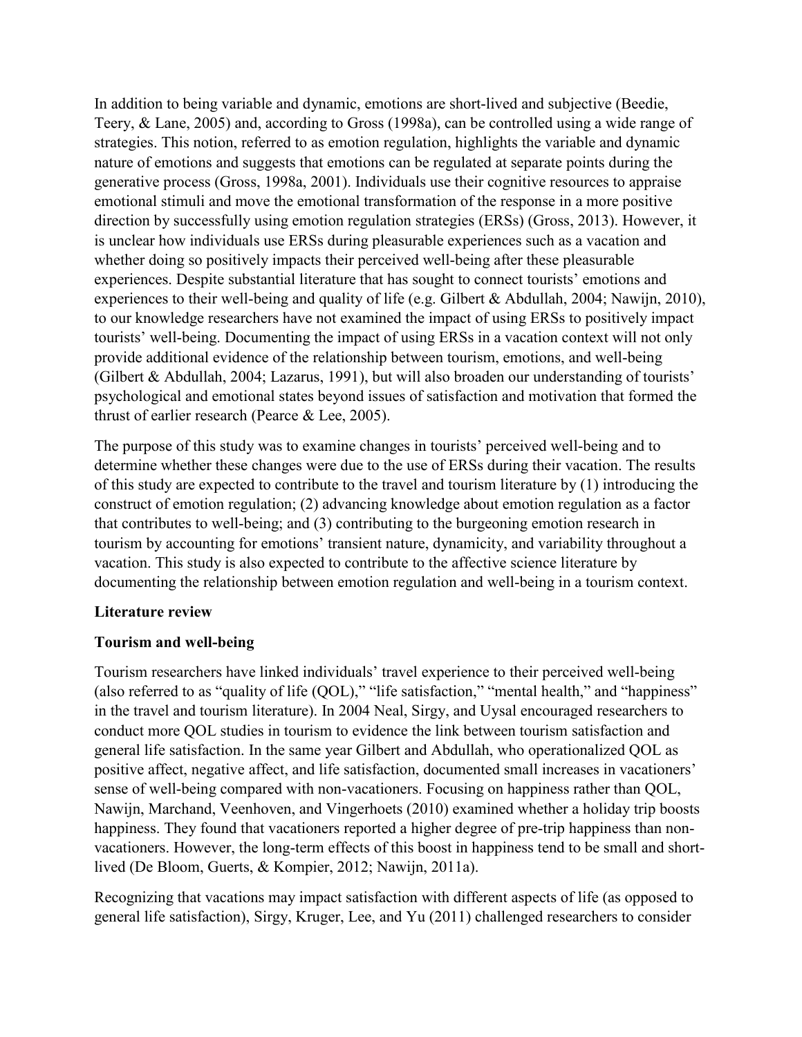In addition to being variable and dynamic, emotions are short-lived and subjective (Beedie, Teery, & Lane, 2005) and, according to Gross (1998a), can be controlled using a wide range of strategies. This notion, referred to as emotion regulation, highlights the variable and dynamic nature of emotions and suggests that emotions can be regulated at separate points during the generative process (Gross, 1998a, 2001). Individuals use their cognitive resources to appraise emotional stimuli and move the emotional transformation of the response in a more positive direction by successfully using emotion regulation strategies (ERSs) (Gross, 2013). However, it is unclear how individuals use ERSs during pleasurable experiences such as a vacation and whether doing so positively impacts their perceived well-being after these pleasurable experiences. Despite substantial literature that has sought to connect tourists' emotions and experiences to their well-being and quality of life (e.g. Gilbert & Abdullah, 2004; Nawijn, 2010), to our knowledge researchers have not examined the impact of using ERSs to positively impact tourists' well-being. Documenting the impact of using ERSs in a vacation context will not only provide additional evidence of the relationship between tourism, emotions, and well-being (Gilbert & Abdullah, 2004; Lazarus, 1991), but will also broaden our understanding of tourists' psychological and emotional states beyond issues of satisfaction and motivation that formed the thrust of earlier research (Pearce & Lee, 2005).

The purpose of this study was to examine changes in tourists' perceived well-being and to determine whether these changes were due to the use of ERSs during their vacation. The results of this study are expected to contribute to the travel and tourism literature by (1) introducing the construct of emotion regulation; (2) advancing knowledge about emotion regulation as a factor that contributes to well-being; and (3) contributing to the burgeoning emotion research in tourism by accounting for emotions' transient nature, dynamicity, and variability throughout a vacation. This study is also expected to contribute to the affective science literature by documenting the relationship between emotion regulation and well-being in a tourism context.

## Literature review

### Tourism and well-being

Tourism researchers have linked individuals' travel experience to their perceived well-being (also referred to as "quality of life (QOL)," "life satisfaction," "mental health," and "happiness" in the travel and tourism literature). In 2004 Neal, Sirgy, and Uysal encouraged researchers to conduct more QOL studies in tourism to evidence the link between tourism satisfaction and general life satisfaction. In the same year Gilbert and Abdullah, who operationalized QOL as positive affect, negative affect, and life satisfaction, documented small increases in vacationers' sense of well-being compared with non-vacationers. Focusing on happiness rather than QOL, Nawijn, Marchand, Veenhoven, and Vingerhoets (2010) examined whether a holiday trip boosts happiness. They found that vacationers reported a higher degree of pre-trip happiness than non-vacationers. However, the long-term effects of this boost in happiness tend to be small and short-lived (De Bloom, Guerts, & Kompier, 2012; Nawijn, 2011a).

Recognizing that vacations may impact satisfaction with different aspects of life (as opposed to general life satisfaction), Sirgy, Kruger, Lee, and Yu (2011) challenged researchers to consider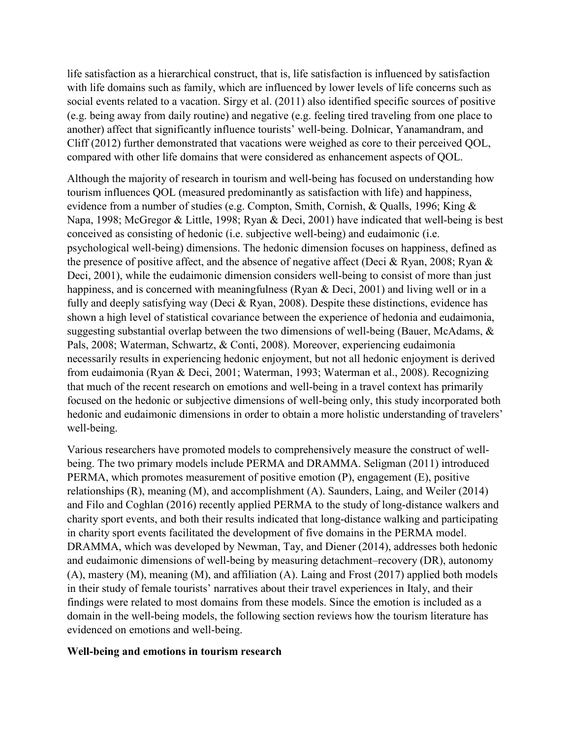life satisfaction as a hierarchical construct, that is, life satisfaction is influenced by satisfaction with life domains such as family, which are influenced by lower levels of life concerns such as social events related to a vacation. Sirgy et al. (2011) also identified specific sources of positive (e.g. being away from daily routine) and negative (e.g. feeling tired traveling from one place to another) affect that significantly influence tourists' well-being. Dolnicar, Yanamandram, and Cliff (2012) further demonstrated that vacations were weighed as core to their perceived QOL, compared with other life domains that were considered as enhancement aspects of QOL.

Although the majority of research in tourism and well-being has focused on understanding how tourism influences QOL (measured predominantly as satisfaction with life) and happiness, evidence from a number of studies (e.g. Compton, Smith, Cornish, & Qualls, 1996; King & Napa, 1998; McGregor & Little, 1998; Ryan & Deci, 2001) have indicated that well-being is best conceived as consisting of hedonic (i.e. subjective well-being) and eudaimonic (i.e. psychological well-being) dimensions. The hedonic dimension focuses on happiness, defined as the presence of positive affect, and the absence of negative affect (Deci & Ryan, 2008; Ryan & Deci, 2001), while the eudaimonic dimension considers well-being to consist of more than just happiness, and is concerned with meaningfulness (Ryan & Deci, 2001) and living well or in a fully and deeply satisfying way (Deci & Ryan, 2008). Despite these distinctions, evidence has shown a high level of statistical covariance between the experience of hedonia and eudaimonia, suggesting substantial overlap between the two dimensions of well-being (Bauer, McAdams, & Pals, 2008; Waterman, Schwartz, & Conti, 2008). Moreover, experiencing eudaimonia necessarily results in experiencing hedonic enjoyment, but not all hedonic enjoyment is derived from eudaimonia (Ryan & Deci, 2001; Waterman, 1993; Waterman et al., 2008). Recognizing that much of the recent research on emotions and well-being in a travel context has primarily focused on the hedonic or subjective dimensions of well-being only, this study incorporated both hedonic and eudaimonic dimensions in order to obtain a more holistic understanding of travelers' well-being.

Various researchers have promoted models to comprehensively measure the construct of well-being. The two primary models include PERMA and DRAMMA. Seligman (2011) introduced PERMA, which promotes measurement of positive emotion (P), engagement (E), positive relationships (R), meaning (M), and accomplishment (A). Saunders, Laing, and Weiler (2014) and Filo and Coghlan (2016) recently applied PERMA to the study of long-distance walkers and charity sport events, and both their results indicated that long-distance walking and participating in charity sport events facilitated the development of five domains in the PERMA model. DRAMMA, which was developed by Newman, Tay, and Diener (2014), addresses both hedonic and eudaimonic dimensions of well-being by measuring detachment–recovery (DR), autonomy (A), mastery (M), meaning (M), and affiliation (A). Laing and Frost (2017) applied both models in their study of female tourists' narratives about their travel experiences in Italy, and their findings were related to most domains from these models. Since the emotion is included as a domain in the well-being models, the following section reviews how the tourism literature has evidenced on emotions and well-being.

## Well-being and emotions in tourism research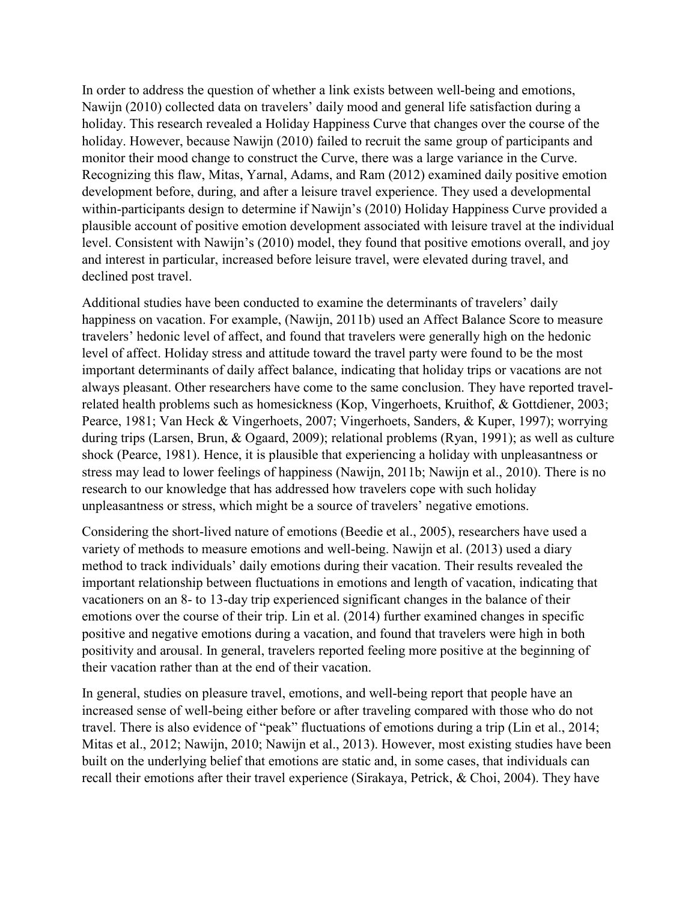In order to address the question of whether a link exists between well-being and emotions, Nawijn (2010) collected data on travelers' daily mood and general life satisfaction during a holiday. This research revealed a Holiday Happiness Curve that changes over the course of the holiday. However, because Nawijn (2010) failed to recruit the same group of participants and monitor their mood change to construct the Curve, there was a large variance in the Curve. Recognizing this flaw, Mitas, Yarnal, Adams, and Ram (2012) examined daily positive emotion development before, during, and after a leisure travel experience. They used a developmental within-participants design to determine if Nawijn's (2010) Holiday Happiness Curve provided a plausible account of positive emotion development associated with leisure travel at the individual level. Consistent with Nawijn's (2010) model, they found that positive emotions overall, and joy and interest in particular, increased before leisure travel, were elevated during travel, and declined post travel.

Additional studies have been conducted to examine the determinants of travelers' daily happiness on vacation. For example, (Nawijn, 2011b) used an Affect Balance Score to measure travelers' hedonic level of affect, and found that travelers were generally high on the hedonic level of affect. Holiday stress and attitude toward the travel party were found to be the most important determinants of daily affect balance, indicating that holiday trips or vacations are not always pleasant. Other researchers have come to the same conclusion. They have reported travel-related health problems such as homesickness (Kop, Vingerhoets, Kruithof, & Gottdiener, 2003; Pearce, 1981; Van Heck & Vingerhoets, 2007; Vingerhoets, Sanders, & Kuper, 1997); worrying during trips (Larsen, Brun, & Ogaard, 2009); relational problems (Ryan, 1991); as well as culture shock (Pearce, 1981). Hence, it is plausible that experiencing a holiday with unpleasantness or stress may lead to lower feelings of happiness (Nawijn, 2011b; Nawijn et al., 2010). There is no research to our knowledge that has addressed how travelers cope with such holiday unpleasantness or stress, which might be a source of travelers' negative emotions.

Considering the short-lived nature of emotions (Beedie et al., 2005), researchers have used a variety of methods to measure emotions and well-being. Nawijn et al. (2013) used a diary method to track individuals' daily emotions during their vacation. Their results revealed the important relationship between fluctuations in emotions and length of vacation, indicating that vacationers on an 8- to 13-day trip experienced significant changes in the balance of their emotions over the course of their trip. Lin et al. (2014) further examined changes in specific positive and negative emotions during a vacation, and found that travelers were high in both positivity and arousal. In general, travelers reported feeling more positive at the beginning of their vacation rather than at the end of their vacation.

In general, studies on pleasure travel, emotions, and well-being report that people have an increased sense of well-being either before or after traveling compared with those who do not travel. There is also evidence of "peak" fluctuations of emotions during a trip (Lin et al., 2014; Mitas et al., 2012; Nawijn, 2010; Nawijn et al., 2013). However, most existing studies have been built on the underlying belief that emotions are static and, in some cases, that individuals can recall their emotions after their travel experience (Sirakaya, Petrick, & Choi, 2004). They have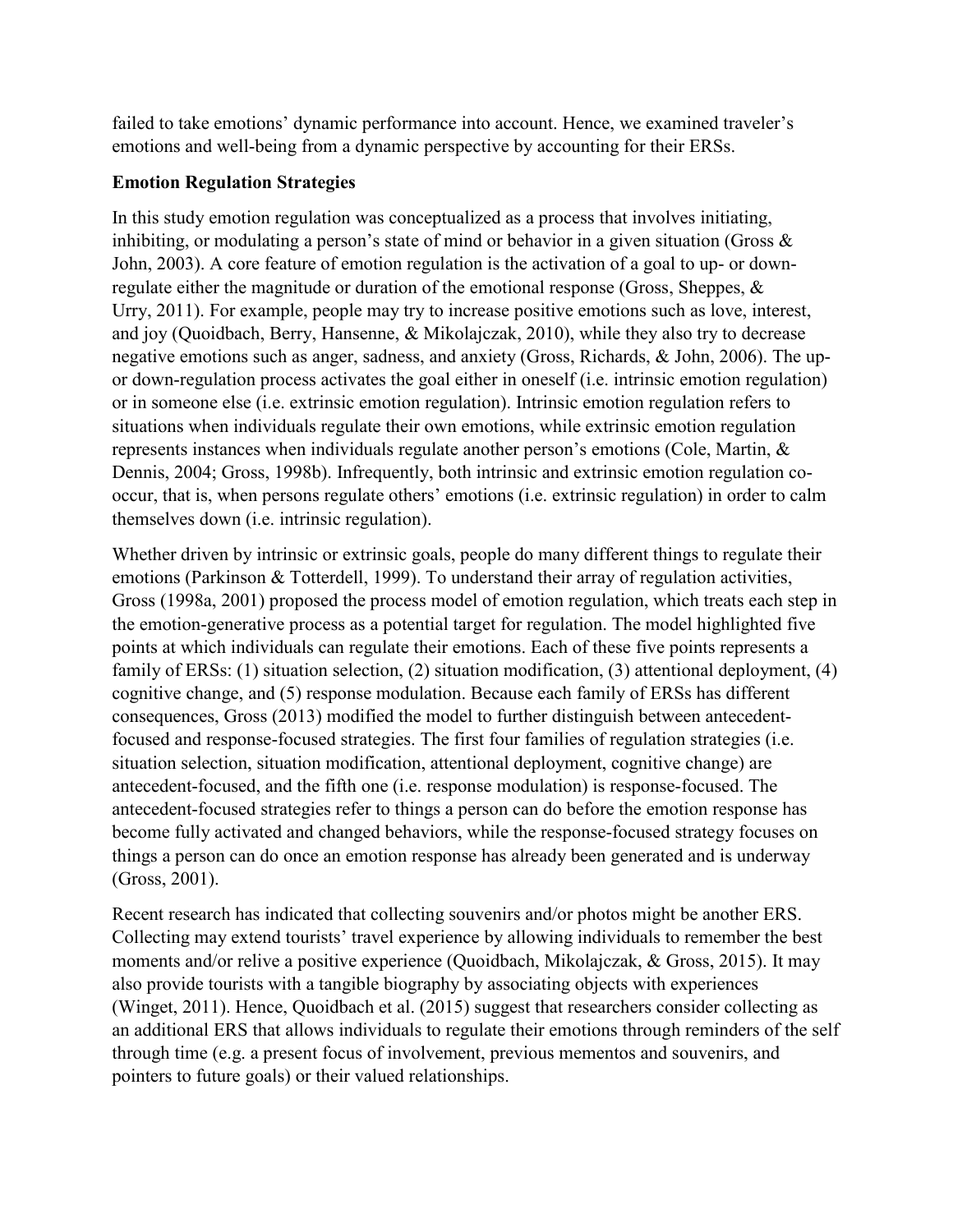failed to take emotions' dynamic performance into account. Hence, we examined traveler's emotions and well-being from a dynamic perspective by accounting for their ERSs.

**Emotion Regulation Strategies**

In this study emotion regulation was conceptualized as a process that involves initiating, inhibiting, or modulating a person's state of mind or behavior in a given situation (Gross & John, 2003). A core feature of emotion regulation is the activation of a goal to up- or down-regulate either the magnitude or duration of the emotional response (Gross, Sheppes, & Urry, 2011). For example, people may try to increase positive emotions such as love, interest, and joy (Quoidbach, Berry, Hansenne, & Mikolajczak, 2010), while they also try to decrease negative emotions such as anger, sadness, and anxiety (Gross, Richards, & John, 2006). The up- or down-regulation process activates the goal either in oneself (i.e. intrinsic emotion regulation) or in someone else (i.e. extrinsic emotion regulation). Intrinsic emotion regulation refers to situations when individuals regulate their own emotions, while extrinsic emotion regulation represents instances when individuals regulate another person's emotions (Cole, Martin, & Dennis, 2004; Gross, 1998b). Infrequently, both intrinsic and extrinsic emotion regulation co-occur, that is, when persons regulate others' emotions (i.e. extrinsic regulation) in order to calm themselves down (i.e. intrinsic regulation).

Whether driven by intrinsic or extrinsic goals, people do many different things to regulate their emotions (Parkinson & Totterdell, 1999). To understand their array of regulation activities, Gross (1998a, 2001) proposed the process model of emotion regulation, which treats each step in the emotion-generative process as a potential target for regulation. The model highlighted five points at which individuals can regulate their emotions. Each of these five points represents a family of ERSs: (1) situation selection, (2) situation modification, (3) attentional deployment, (4) cognitive change, and (5) response modulation. Because each family of ERSs has different consequences, Gross (2013) modified the model to further distinguish between antecedent-focused and response-focused strategies. The first four families of regulation strategies (i.e. situation selection, situation modification, attentional deployment, cognitive change) are antecedent-focused, and the fifth one (i.e. response modulation) is response-focused. The antecedent-focused strategies refer to things a person can do before the emotion response has become fully activated and changed behaviors, while the response-focused strategy focuses on things a person can do once an emotion response has already been generated and is underway (Gross, 2001).

Recent research has indicated that collecting souvenirs and/or photos might be another ERS. Collecting may extend tourists' travel experience by allowing individuals to remember the best moments and/or relive a positive experience (Quoidbach, Mikolajczak, & Gross, 2015). It may also provide tourists with a tangible biography by associating objects with experiences (Winget, 2011). Hence, Quoidbach et al. (2015) suggest that researchers consider collecting as an additional ERS that allows individuals to regulate their emotions through reminders of the self through time (e.g. a present focus of involvement, previous mementos and souvenirs, and pointers to future goals) or their valued relationships.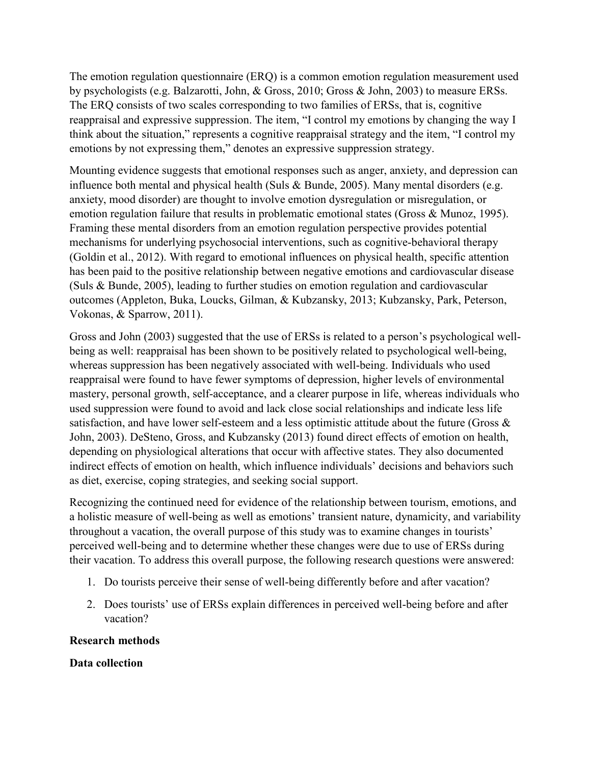The emotion regulation questionnaire (ERQ) is a common emotion regulation measurement used by psychologists (e.g. Balzarotti, John, & Gross, 2010; Gross & John, 2003) to measure ERSs. The ERQ consists of two scales corresponding to two families of ERSs, that is, cognitive reappraisal and expressive suppression. The item, "I control my emotions by changing the way I think about the situation," represents a cognitive reappraisal strategy and the item, "I control my emotions by not expressing them," denotes an expressive suppression strategy.

Mounting evidence suggests that emotional responses such as anger, anxiety, and depression can influence both mental and physical health (Suls & Bunde, 2005). Many mental disorders (e.g. anxiety, mood disorder) are thought to involve emotion dysregulation or misregulation, or emotion regulation failure that results in problematic emotional states (Gross & Munoz, 1995). Framing these mental disorders from an emotion regulation perspective provides potential mechanisms for underlying psychosocial interventions, such as cognitive-behavioral therapy (Goldin et al., 2012). With regard to emotional influences on physical health, specific attention has been paid to the positive relationship between negative emotions and cardiovascular disease (Suls & Bunde, 2005), leading to further studies on emotion regulation and cardiovascular outcomes (Appleton, Buka, Loucks, Gilman, & Kubzansky, 2013; Kubzansky, Park, Peterson, Vokonas, & Sparrow, 2011).

Gross and John (2003) suggested that the use of ERSs is related to a person's psychological well-being as well: reappraisal has been shown to be positively related to psychological well-being, whereas suppression has been negatively associated with well-being. Individuals who used reappraisal were found to have fewer symptoms of depression, higher levels of environmental mastery, personal growth, self-acceptance, and a clearer purpose in life, whereas individuals who used suppression were found to avoid and lack close social relationships and indicate less life satisfaction, and have lower self-esteem and a less optimistic attitude about the future (Gross & John, 2003). DeSteno, Gross, and Kubzansky (2013) found direct effects of emotion on health, depending on physiological alterations that occur with affective states. They also documented indirect effects of emotion on health, which influence individuals' decisions and behaviors such as diet, exercise, coping strategies, and seeking social support.

Recognizing the continued need for evidence of the relationship between tourism, emotions, and a holistic measure of well-being as well as emotions' transient nature, dynamicity, and variability throughout a vacation, the overall purpose of this study was to examine changes in tourists' perceived well-being and to determine whether these changes were due to use of ERSs during their vacation. To address this overall purpose, the following research questions were answered:

1. Do tourists perceive their sense of well-being differently before and after vacation?
2. Does tourists' use of ERSs explain differences in perceived well-being before and after vacation?

**Research methods**

**Data collection**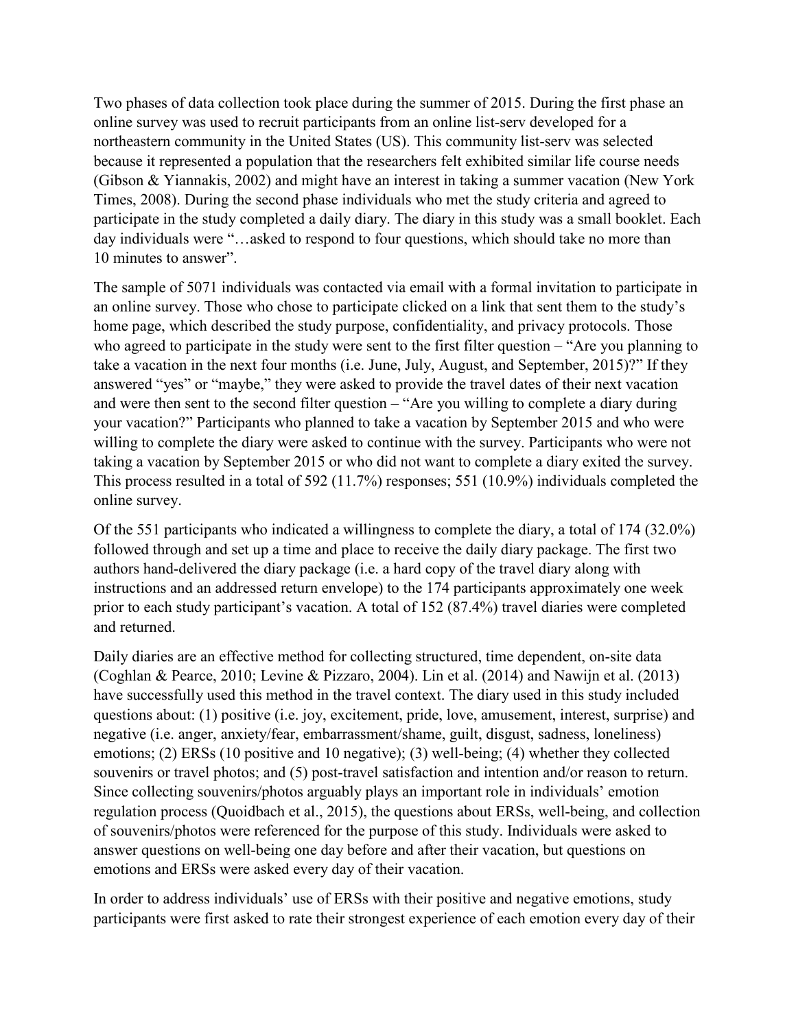Two phases of data collection took place during the summer of 2015. During the first phase an online survey was used to recruit participants from an online list-serv developed for a northeastern community in the United States (US). This community list-serv was selected because it represented a population that the researchers felt exhibited similar life course needs (Gibson & Yiannakis, 2002) and might have an interest in taking a summer vacation (New York Times, 2008). During the second phase individuals who met the study criteria and agreed to participate in the study completed a daily diary. The diary in this study was a small booklet. Each day individuals were "…asked to respond to four questions, which should take no more than 10 minutes to answer".

The sample of 5071 individuals was contacted via email with a formal invitation to participate in an online survey. Those who chose to participate clicked on a link that sent them to the study's home page, which described the study purpose, confidentiality, and privacy protocols. Those who agreed to participate in the study were sent to the first filter question – "Are you planning to take a vacation in the next four months (i.e. June, July, August, and September, 2015)?" If they answered "yes" or "maybe," they were asked to provide the travel dates of their next vacation and were then sent to the second filter question – "Are you willing to complete a diary during your vacation?" Participants who planned to take a vacation by September 2015 and who were willing to complete the diary were asked to continue with the survey. Participants who were not taking a vacation by September 2015 or who did not want to complete a diary exited the survey. This process resulted in a total of 592 (11.7%) responses; 551 (10.9%) individuals completed the online survey.

Of the 551 participants who indicated a willingness to complete the diary, a total of 174 (32.0%) followed through and set up a time and place to receive the daily diary package. The first two authors hand-delivered the diary package (i.e. a hard copy of the travel diary along with instructions and an addressed return envelope) to the 174 participants approximately one week prior to each study participant's vacation. A total of 152 (87.4%) travel diaries were completed and returned.

Daily diaries are an effective method for collecting structured, time dependent, on-site data (Coghlan & Pearce, 2010; Levine & Pizzaro, 2004). Lin et al. (2014) and Nawijn et al. (2013) have successfully used this method in the travel context. The diary used in this study included questions about: (1) positive (i.e. joy, excitement, pride, love, amusement, interest, surprise) and negative (i.e. anger, anxiety/fear, embarrassment/shame, guilt, disgust, sadness, loneliness) emotions; (2) ERSs (10 positive and 10 negative); (3) well-being; (4) whether they collected souvenirs or travel photos; and (5) post-travel satisfaction and intention and/or reason to return. Since collecting souvenirs/photos arguably plays an important role in individuals' emotion regulation process (Quoidbach et al., 2015), the questions about ERSs, well-being, and collection of souvenirs/photos were referenced for the purpose of this study. Individuals were asked to answer questions on well-being one day before and after their vacation, but questions on emotions and ERSs were asked every day of their vacation.

In order to address individuals' use of ERSs with their positive and negative emotions, study participants were first asked to rate their strongest experience of each emotion every day of their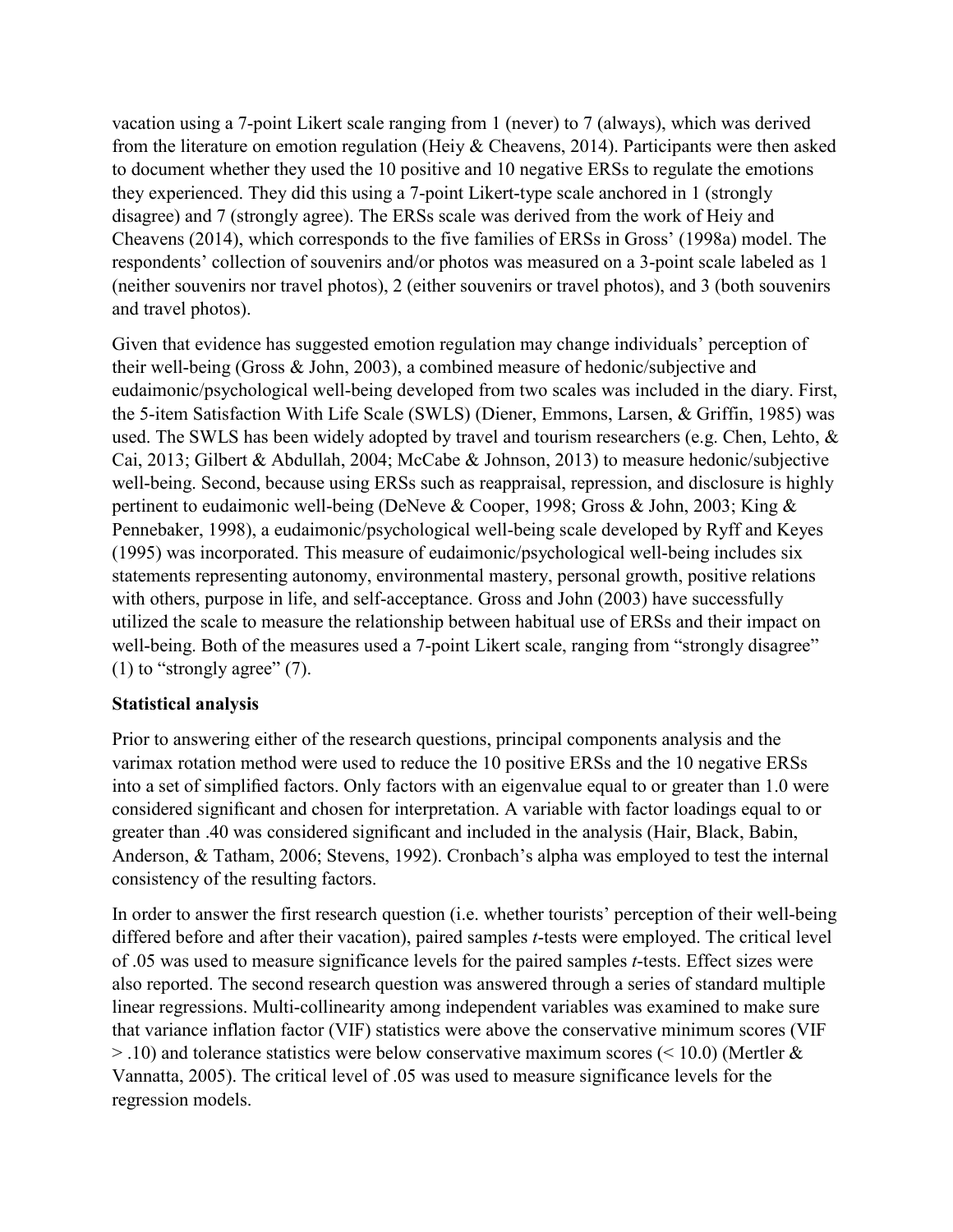vacation using a 7-point Likert scale ranging from 1 (never) to 7 (always), which was derived from the literature on emotion regulation (Heiy & Cheavens, 2014). Participants were then asked to document whether they used the 10 positive and 10 negative ERSs to regulate the emotions they experienced. They did this using a 7-point Likert-type scale anchored in 1 (strongly disagree) and 7 (strongly agree). The ERSs scale was derived from the work of Heiy and Cheavens (2014), which corresponds to the five families of ERSs in Gross' (1998a) model. The respondents' collection of souvenirs and/or photos was measured on a 3-point scale labeled as 1 (neither souvenirs nor travel photos), 2 (either souvenirs or travel photos), and 3 (both souvenirs and travel photos).

Given that evidence has suggested emotion regulation may change individuals' perception of their well-being (Gross & John, 2003), a combined measure of hedonic/subjective and eudaimonic/psychological well-being developed from two scales was included in the diary. First, the 5-item Satisfaction With Life Scale (SWLS) (Diener, Emmons, Larsen, & Griffin, 1985) was used. The SWLS has been widely adopted by travel and tourism researchers (e.g. Chen, Lehto, & Cai, 2013; Gilbert & Abdullah, 2004; McCabe & Johnson, 2013) to measure hedonic/subjective well-being. Second, because using ERSs such as reappraisal, repression, and disclosure is highly pertinent to eudaimonic well-being (DeNeve & Cooper, 1998; Gross & John, 2003; King & Pennebaker, 1998), a eudaimonic/psychological well-being scale developed by Ryff and Keyes (1995) was incorporated. This measure of eudaimonic/psychological well-being includes six statements representing autonomy, environmental mastery, personal growth, positive relations with others, purpose in life, and self-acceptance. Gross and John (2003) have successfully utilized the scale to measure the relationship between habitual use of ERSs and their impact on well-being. Both of the measures used a 7-point Likert scale, ranging from "strongly disagree" (1) to "strongly agree" (7).

**Statistical analysis**

Prior to answering either of the research questions, principal components analysis and the varimax rotation method were used to reduce the 10 positive ERSs and the 10 negative ERSs into a set of simplified factors. Only factors with an eigenvalue equal to or greater than 1.0 were considered significant and chosen for interpretation. A variable with factor loadings equal to or greater than .40 was considered significant and included in the analysis (Hair, Black, Babin, Anderson, & Tatham, 2006; Stevens, 1992). Cronbach's alpha was employed to test the internal consistency of the resulting factors.

In order to answer the first research question (i.e. whether tourists' perception of their well-being differed before and after their vacation), paired samples $t$-tests were employed. The critical level of .05 was used to measure significance levels for the paired samples $t$-tests. Effect sizes were also reported. The second research question was answered through a series of standard multiple linear regressions. Multi-collinearity among independent variables was examined to make sure that variance inflation factor (VIF) statistics were above the conservative minimum scores (VIF $> .10$) and tolerance statistics were below conservative maximum scores ($< 10.0$) (Mertler & Vannatta, 2005). The critical level of .05 was used to measure significance levels for the regression models.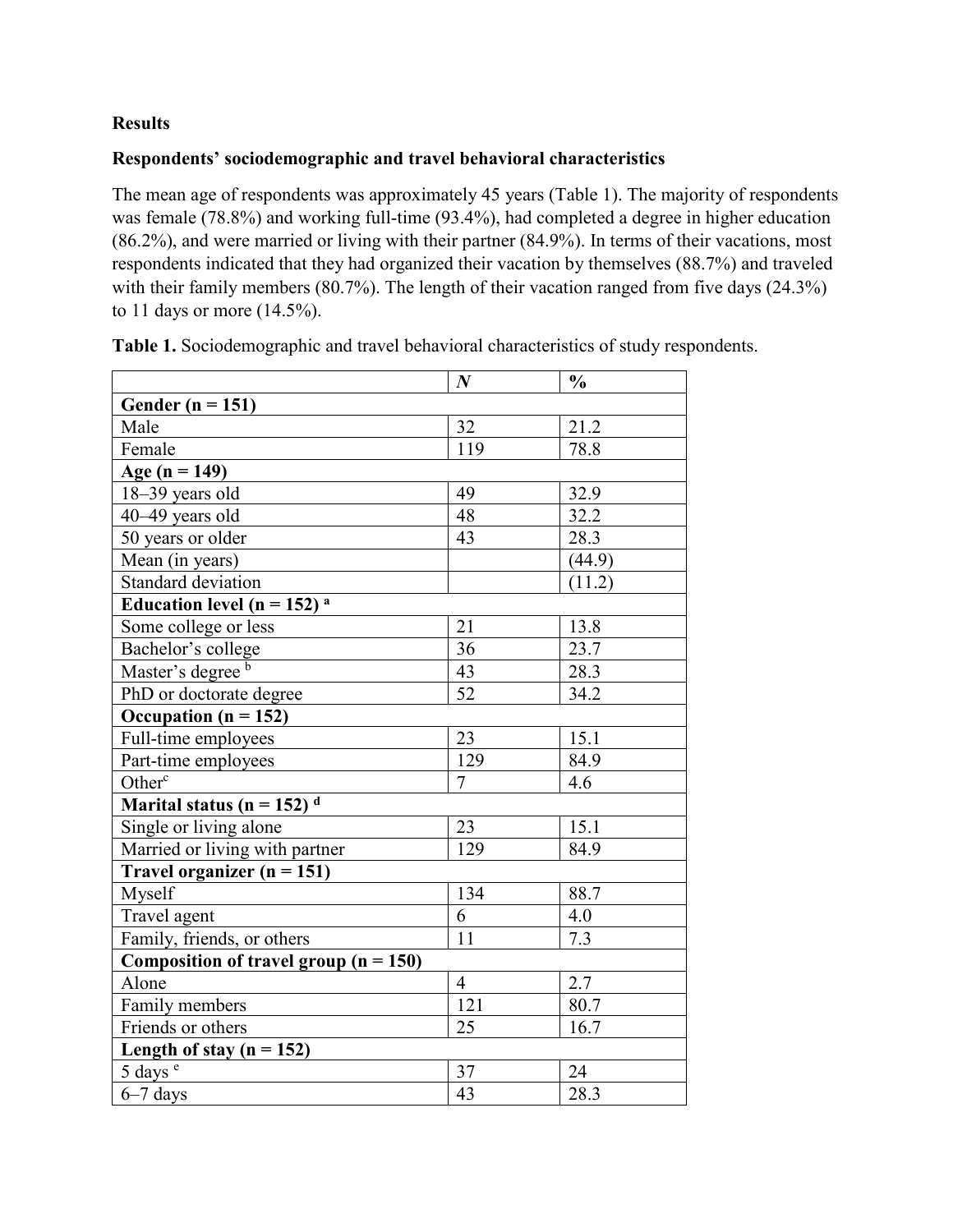**Results**

**Respondents' sociodemographic and travel behavioral characteristics**

The mean age of respondents was approximately 45 years (Table 1). The majority of respondents was female (78.8%) and working full-time (93.4%), had completed a degree in higher education (86.2%), and were married or living with their partner (84.9%). In terms of their vacations, most respondents indicated that they had organized their vacation by themselves (88.7%) and traveled with their family members (80.7%). The length of their vacation ranged from five days (24.3%) to 11 days or more (14.5%).

**Table 1.** Sociodemographic and travel behavioral characteristics of study respondents.

| | *N* | % |
|---|---|---|
| **Gender (n = 151)** | | |
| Male | 32 | 21.2 |
| Female | 119 | 78.8 |
| **Age (n = 149)** | | |
| 18–39 years old | 49 | 32.9 |
| 40–49 years old | 48 | 32.2 |
| 50 years or older | 43 | 28.3 |
| Mean (in years) | | (44.9) |
| Standard deviation | | (11.2) |
| **Education level (n = 152)** [a] | | |
| Some college or less | 21 | 13.8 |
| Bachelor's college | 36 | 23.7 |
| Master's degree [b] | 43 | 28.3 |
| PhD or doctorate degree | 52 | 34.2 |
| **Occupation (n = 152)** | | |
| Full-time employees | 23 | 15.1 |
| Part-time employees | 129 | 84.9 |
| Other[c] | 7 | 4.6 |
| **Marital status (n = 152)** [d] | | |
| Single or living alone | 23 | 15.1 |
| Married or living with partner | 129 | 84.9 |
| **Travel organizer (n = 151)** | | |
| Myself | 134 | 88.7 |
| Travel agent | 6 | 4.0 |
| Family, friends, or others | 11 | 7.3 |
| **Composition of travel group (n = 150)** | | |
| Alone | 4 | 2.7 |
| Family members | 121 | 80.7 |
| Friends or others | 25 | 16.7 |
| **Length of stay (n = 152)** | | |
| 5 days [e] | 37 | 24 |
| 6–7 days | 43 | 28.3 |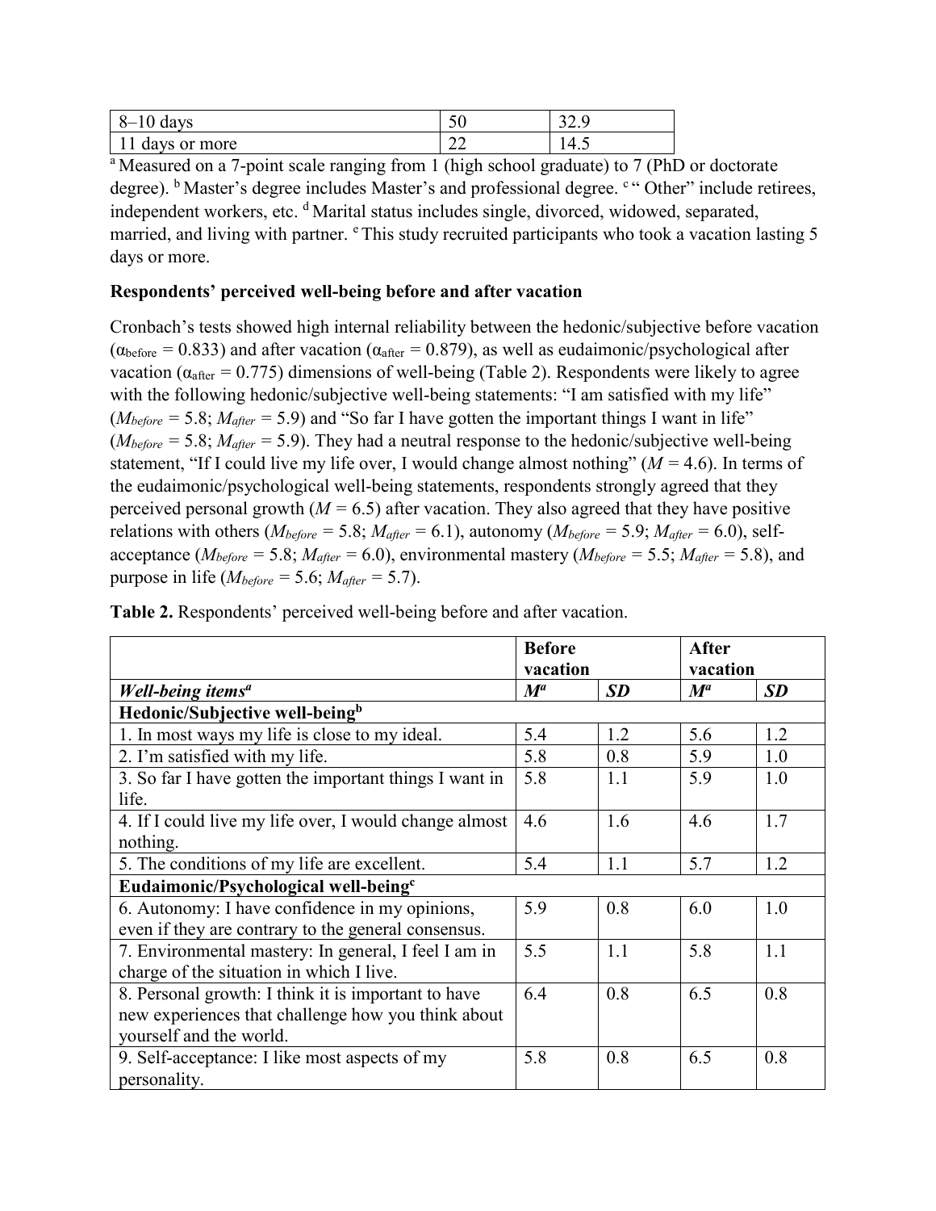| 8–10 days | 50 | 32.9 |
|---|---|---|
| 11 days or more | 22 | 14.5 |

[a] Measured on a 7-point scale ranging from 1 (high school graduate) to 7 (PhD or doctorate degree). [b] Master's degree includes Master's and professional degree. [c] " Other" include retirees, independent workers, etc. [d] Marital status includes single, divorced, widowed, separated, married, and living with partner. [e] This study recruited participants who took a vacation lasting 5 days or more.

**Respondents' perceived well-being before and after vacation**

Cronbach's tests showed high internal reliability between the hedonic/subjective before vacation ($\alpha_{before} = 0.833$) and after vacation ($\alpha_{after} = 0.879$), as well as eudaimonic/psychological after vacation ($\alpha_{after} = 0.775$) dimensions of well-being (Table 2). Respondents were likely to agree with the following hedonic/subjective well-being statements: "I am satisfied with my life" ($M_{before} = 5.8$; $M_{after} = 5.9$) and "So far I have gotten the important things I want in life" ($M_{before} = 5.8$; $M_{after} = 5.9$). They had a neutral response to the hedonic/subjective well-being statement, "If I could live my life over, I would change almost nothing" ($M = 4.6$). In terms of the eudaimonic/psychological well-being statements, respondents strongly agreed that they perceived personal growth ($M = 6.5$) after vacation. They also agreed that they have positive relations with others ($M_{before} = 5.8$; $M_{after} = 6.1$), autonomy ($M_{before} = 5.9$; $M_{after} = 6.0$), self-acceptance ($M_{before} = 5.8$; $M_{after} = 6.0$), environmental mastery ($M_{before} = 5.5$; $M_{after} = 5.8$), and purpose in life ($M_{before} = 5.6$; $M_{after} = 5.7$).

**Table 2.** Respondents' perceived well-being before and after vacation.

| | **Before vacation** | | **After vacation** | |
|---|---|---|---|---|
| ***Well-being items*[a]** | ***M*[a]** | ***SD*** | ***M*[a]** | ***SD*** |
| **Hedonic/Subjective well-being[b]** | | | | |
| 1. In most ways my life is close to my ideal. | 5.4 | 1.2 | 5.6 | 1.2 |
| 2. I'm satisfied with my life. | 5.8 | 0.8 | 5.9 | 1.0 |
| 3. So far I have gotten the important things I want in life. | 5.8 | 1.1 | 5.9 | 1.0 |
| 4. If I could live my life over, I would change almost nothing. | 4.6 | 1.6 | 4.6 | 1.7 |
| 5. The conditions of my life are excellent. | 5.4 | 1.1 | 5.7 | 1.2 |
| **Eudaimonic/Psychological well-being[c]** | | | | |
| 6. Autonomy: I have confidence in my opinions, even if they are contrary to the general consensus. | 5.9 | 0.8 | 6.0 | 1.0 |
| 7. Environmental mastery: In general, I feel I am in charge of the situation in which I live. | 5.5 | 1.1 | 5.8 | 1.1 |
| 8. Personal growth: I think it is important to have new experiences that challenge how you think about yourself and the world. | 6.4 | 0.8 | 6.5 | 0.8 |
| 9. Self-acceptance: I like most aspects of my personality. | 5.8 | 0.8 | 6.5 | 0.8 |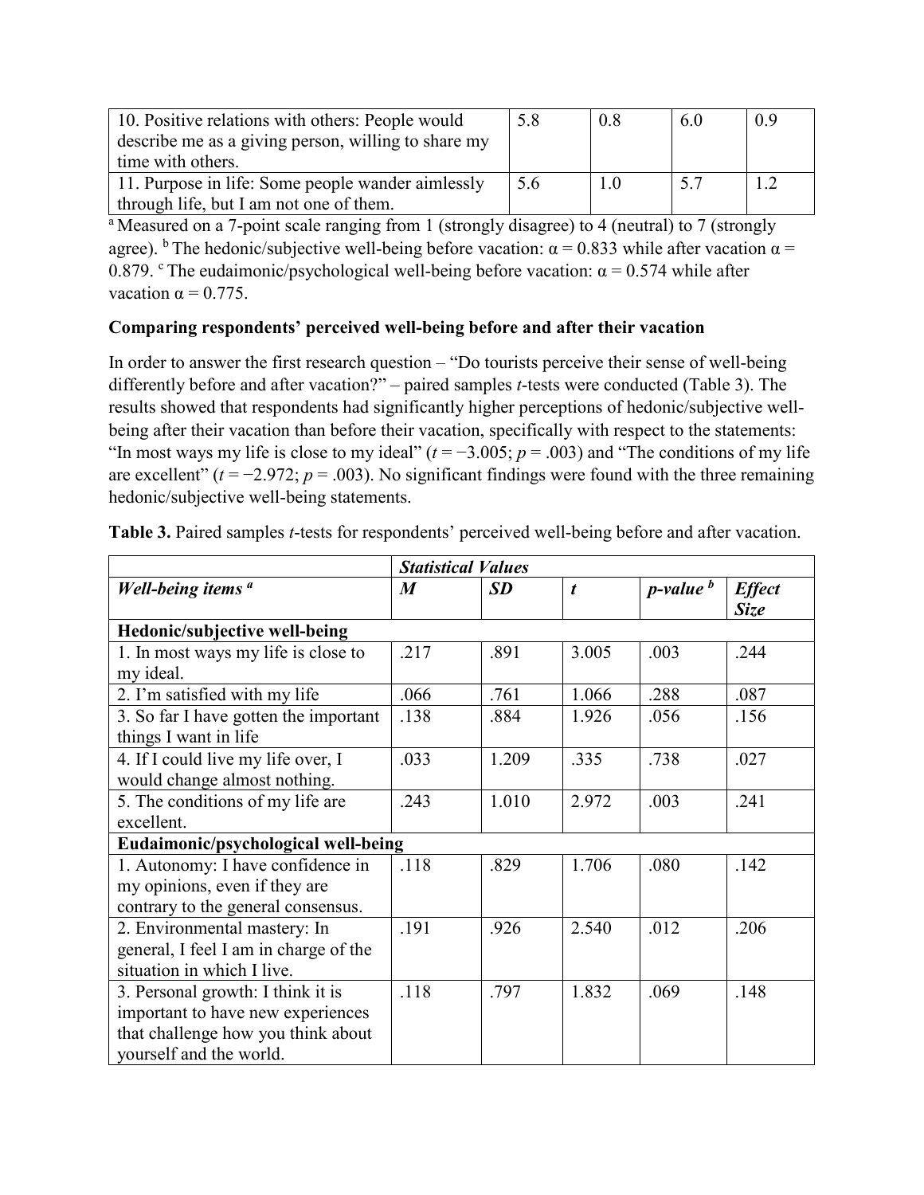| 10. Positive relations with others: People would describe me as a giving person, willing to share my time with others. | 5.8 | 0.8 | 6.0 | 0.9 |
|---|---|---|---|---|
| 11. Purpose in life: Some people wander aimlessly through life, but I am not one of them. | 5.6 | 1.0 | 5.7 | 1.2 |

[a] Measured on a 7-point scale ranging from 1 (strongly disagree) to 4 (neutral) to 7 (strongly agree). [b] The hedonic/subjective well-being before vacation: α = 0.833 while after vacation α = 0.879. [c] The eudaimonic/psychological well-being before vacation: α = 0.574 while after vacation α = 0.775.

**Comparing respondents' perceived well-being before and after their vacation**

In order to answer the first research question – "Do tourists perceive their sense of well-being differently before and after vacation?" – paired samples *t*-tests were conducted (Table 3). The results showed that respondents had significantly higher perceptions of hedonic/subjective well-being after their vacation than before their vacation, specifically with respect to the statements: "In most ways my life is close to my ideal" ($t = -3.005$; $p = .003$) and "The conditions of my life are excellent" ($t = -2.972$; $p = .003$). No significant findings were found with the three remaining hedonic/subjective well-being statements.

**Table 3.** Paired samples *t*-tests for respondents' perceived well-being before and after vacation.

| | ***Statistical Values*** | | | | |
|---|---|---|---|---|---|
| ***Well-being items*** [a] | ***M*** | ***SD*** | ***t*** | ***p-value*** [b] | ***Effect Size*** |
| **Hedonic/subjective well-being** | | | | | |
| 1. In most ways my life is close to my ideal. | .217 | .891 | 3.005 | .003 | .244 |
| 2. I'm satisfied with my life | .066 | .761 | 1.066 | .288 | .087 |
| 3. So far I have gotten the important things I want in life | .138 | .884 | 1.926 | .056 | .156 |
| 4. If I could live my life over, I would change almost nothing. | .033 | 1.209 | .335 | .738 | .027 |
| 5. The conditions of my life are excellent. | .243 | 1.010 | 2.972 | .003 | .241 |
| **Eudaimonic/psychological well-being** | | | | | |
| 1. Autonomy: I have confidence in my opinions, even if they are contrary to the general consensus. | .118 | .829 | 1.706 | .080 | .142 |
| 2. Environmental mastery: In general, I feel I am in charge of the situation in which I live. | .191 | .926 | 2.540 | .012 | .206 |
| 3. Personal growth: I think it is important to have new experiences that challenge how you think about yourself and the world. | .118 | .797 | 1.832 | .069 | .148 |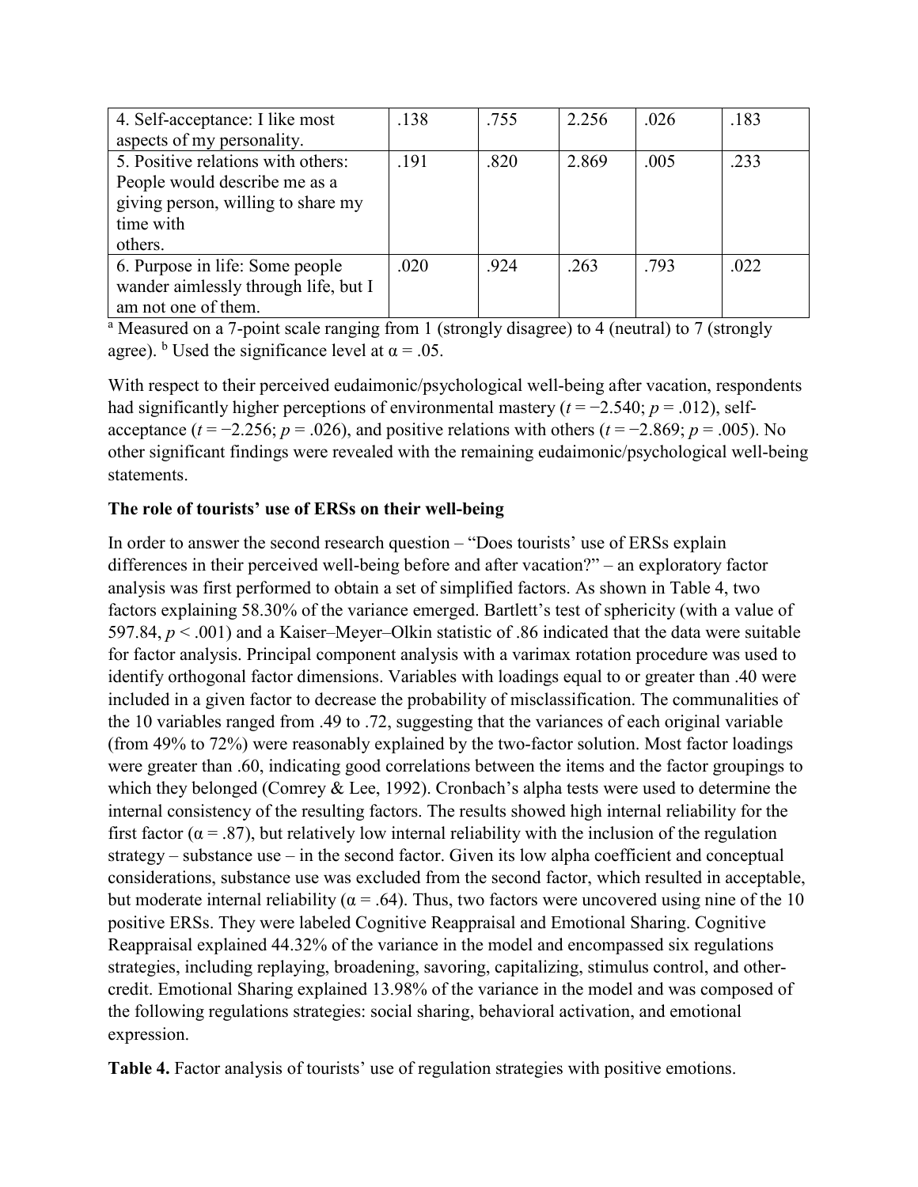| 4. Self-acceptance: I like most aspects of my personality. | .138 | .755 | 2.256 | .026 | .183 |
|---|---|---|---|---|---|
| 5. Positive relations with others: People would describe me as a giving person, willing to share my time with others. | .191 | .820 | 2.869 | .005 | .233 |
| 6. Purpose in life: Some people wander aimlessly through life, but I am not one of them. | .020 | .924 | .263 | .793 | .022 |

[a] Measured on a 7-point scale ranging from 1 (strongly disagree) to 4 (neutral) to 7 (strongly agree). [b] Used the significance level at $\alpha = .05$.

With respect to their perceived eudaimonic/psychological well-being after vacation, respondents had significantly higher perceptions of environmental mastery ($t = -2.540$; $p = .012$), self-acceptance ($t = -2.256$; $p = .026$), and positive relations with others ($t = -2.869$; $p = .005$). No other significant findings were revealed with the remaining eudaimonic/psychological well-being statements.

**The role of tourists' use of ERSs on their well-being**

In order to answer the second research question – "Does tourists' use of ERSs explain differences in their perceived well-being before and after vacation?" – an exploratory factor analysis was first performed to obtain a set of simplified factors. As shown in Table 4, two factors explaining 58.30% of the variance emerged. Bartlett's test of sphericity (with a value of 597.84, $p < .001$) and a Kaiser–Meyer–Olkin statistic of .86 indicated that the data were suitable for factor analysis. Principal component analysis with a varimax rotation procedure was used to identify orthogonal factor dimensions. Variables with loadings equal to or greater than .40 were included in a given factor to decrease the probability of misclassification. The communalities of the 10 variables ranged from .49 to .72, suggesting that the variances of each original variable (from 49% to 72%) were reasonably explained by the two-factor solution. Most factor loadings were greater than .60, indicating good correlations between the items and the factor groupings to which they belonged (Comrey & Lee, 1992). Cronbach's alpha tests were used to determine the internal consistency of the resulting factors. The results showed high internal reliability for the first factor ($\alpha = .87$), but relatively low internal reliability with the inclusion of the regulation strategy – substance use – in the second factor. Given its low alpha coefficient and conceptual considerations, substance use was excluded from the second factor, which resulted in acceptable, but moderate internal reliability ($\alpha = .64$). Thus, two factors were uncovered using nine of the 10 positive ERSs. They were labeled Cognitive Reappraisal and Emotional Sharing. Cognitive Reappraisal explained 44.32% of the variance in the model and encompassed six regulations strategies, including replaying, broadening, savoring, capitalizing, stimulus control, and other-credit. Emotional Sharing explained 13.98% of the variance in the model and was composed of the following regulations strategies: social sharing, behavioral activation, and emotional expression.

**Table 4.** Factor analysis of tourists' use of regulation strategies with positive emotions.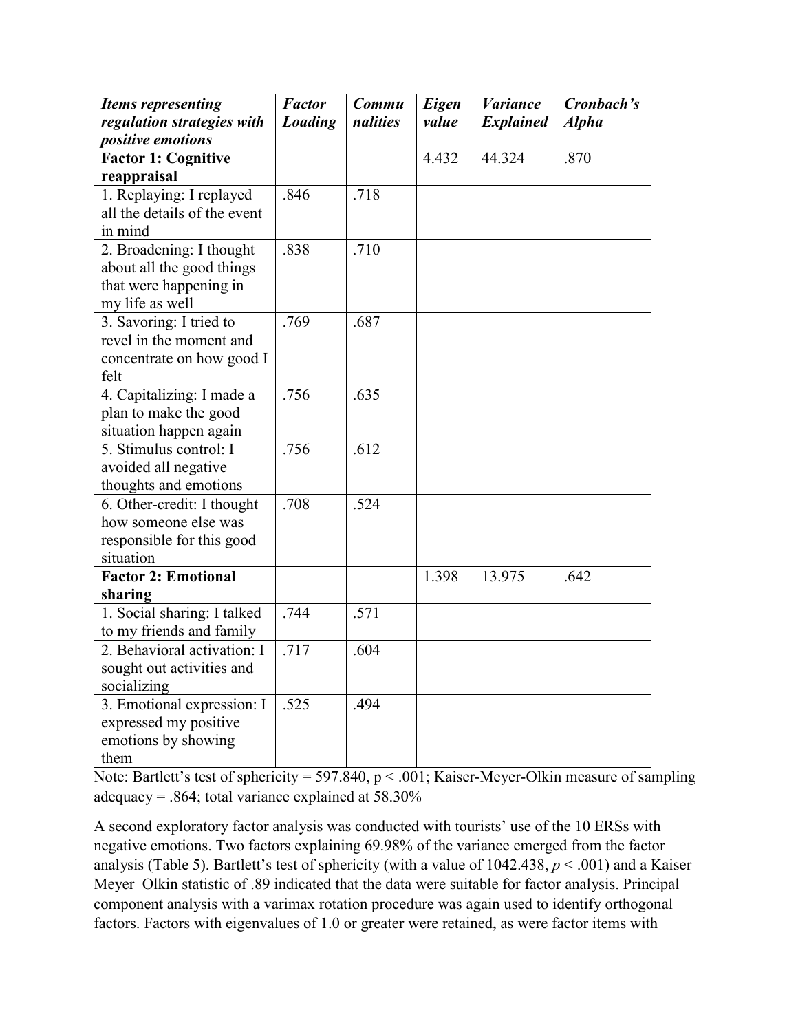| *Items representing regulation strategies with positive emotions* | *Factor Loading* | *Commu nalities* | *Eigen value* | *Variance Explained* | *Cronbach's Alpha* |
|---|---|---|---|---|---|
| **Factor 1: Cognitive reappraisal** | | | 4.432 | 44.324 | .870 |
| 1. Replaying: I replayed all the details of the event in mind | .846 | .718 | | | |
| 2. Broadening: I thought about all the good things that were happening in my life as well | .838 | .710 | | | |
| 3. Savoring: I tried to revel in the moment and concentrate on how good I felt | .769 | .687 | | | |
| 4. Capitalizing: I made a plan to make the good situation happen again | .756 | .635 | | | |
| 5. Stimulus control: I avoided all negative thoughts and emotions | .756 | .612 | | | |
| 6. Other-credit: I thought how someone else was responsible for this good situation | .708 | .524 | | | |
| **Factor 2: Emotional sharing** | | | 1.398 | 13.975 | .642 |
| 1. Social sharing: I talked to my friends and family | .744 | .571 | | | |
| 2. Behavioral activation: I sought out activities and socializing | .717 | .604 | | | |
| 3. Emotional expression: I expressed my positive emotions by showing them | .525 | .494 | | | |

Note: Bartlett's test of sphericity = 597.840, $p < .001$; Kaiser-Meyer-Olkin measure of sampling adequacy = .864; total variance explained at 58.30%

A second exploratory factor analysis was conducted with tourists' use of the 10 ERSs with negative emotions. Two factors explaining 69.98% of the variance emerged from the factor analysis (Table 5). Bartlett's test of sphericity (with a value of 1042.438, $p < .001$) and a Kaiser–Meyer–Olkin statistic of .89 indicated that the data were suitable for factor analysis. Principal component analysis with a varimax rotation procedure was again used to identify orthogonal factors. Factors with eigenvalues of 1.0 or greater were retained, as were factor items with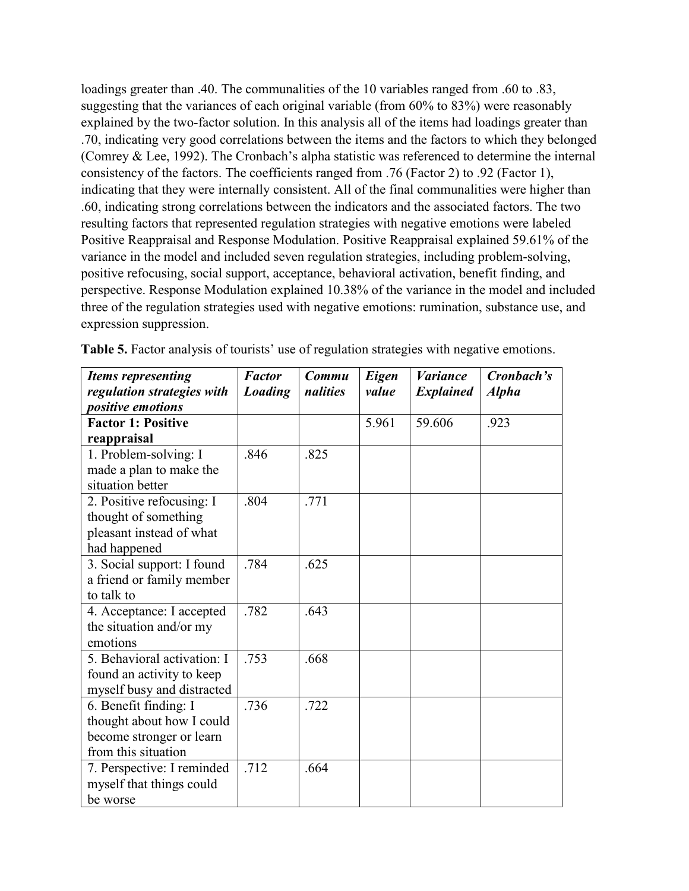loadings greater than .40. The communalities of the 10 variables ranged from .60 to .83, suggesting that the variances of each original variable (from 60% to 83%) were reasonably explained by the two-factor solution. In this analysis all of the items had loadings greater than .70, indicating very good correlations between the items and the factors to which they belonged (Comrey & Lee, 1992). The Cronbach's alpha statistic was referenced to determine the internal consistency of the factors. The coefficients ranged from .76 (Factor 2) to .92 (Factor 1), indicating that they were internally consistent. All of the final communalities were higher than .60, indicating strong correlations between the indicators and the associated factors. The two resulting factors that represented regulation strategies with negative emotions were labeled Positive Reappraisal and Response Modulation. Positive Reappraisal explained 59.61% of the variance in the model and included seven regulation strategies, including problem-solving, positive refocusing, social support, acceptance, behavioral activation, benefit finding, and perspective. Response Modulation explained 10.38% of the variance in the model and included three of the regulation strategies used with negative emotions: rumination, substance use, and expression suppression.

**Table 5.** Factor analysis of tourists' use of regulation strategies with negative emotions.

| *Items representing regulation strategies with positive emotions* | *Factor Loading* | *Communalities* | *Eigen value* | *Variance Explained* | *Cronbach's Alpha* |
|---|---|---|---|---|---|
| **Factor 1: Positive reappraisal** | | | 5.961 | 59.606 | .923 |
| 1. Problem-solving: I made a plan to make the situation better | .846 | .825 | | | |
| 2. Positive refocusing: I thought of something pleasant instead of what had happened | .804 | .771 | | | |
| 3. Social support: I found a friend or family member to talk to | .784 | .625 | | | |
| 4. Acceptance: I accepted the situation and/or my emotions | .782 | .643 | | | |
| 5. Behavioral activation: I found an activity to keep myself busy and distracted | .753 | .668 | | | |
| 6. Benefit finding: I thought about how I could become stronger or learn from this situation | .736 | .722 | | | |
| 7. Perspective: I reminded myself that things could be worse | .712 | .664 | | | |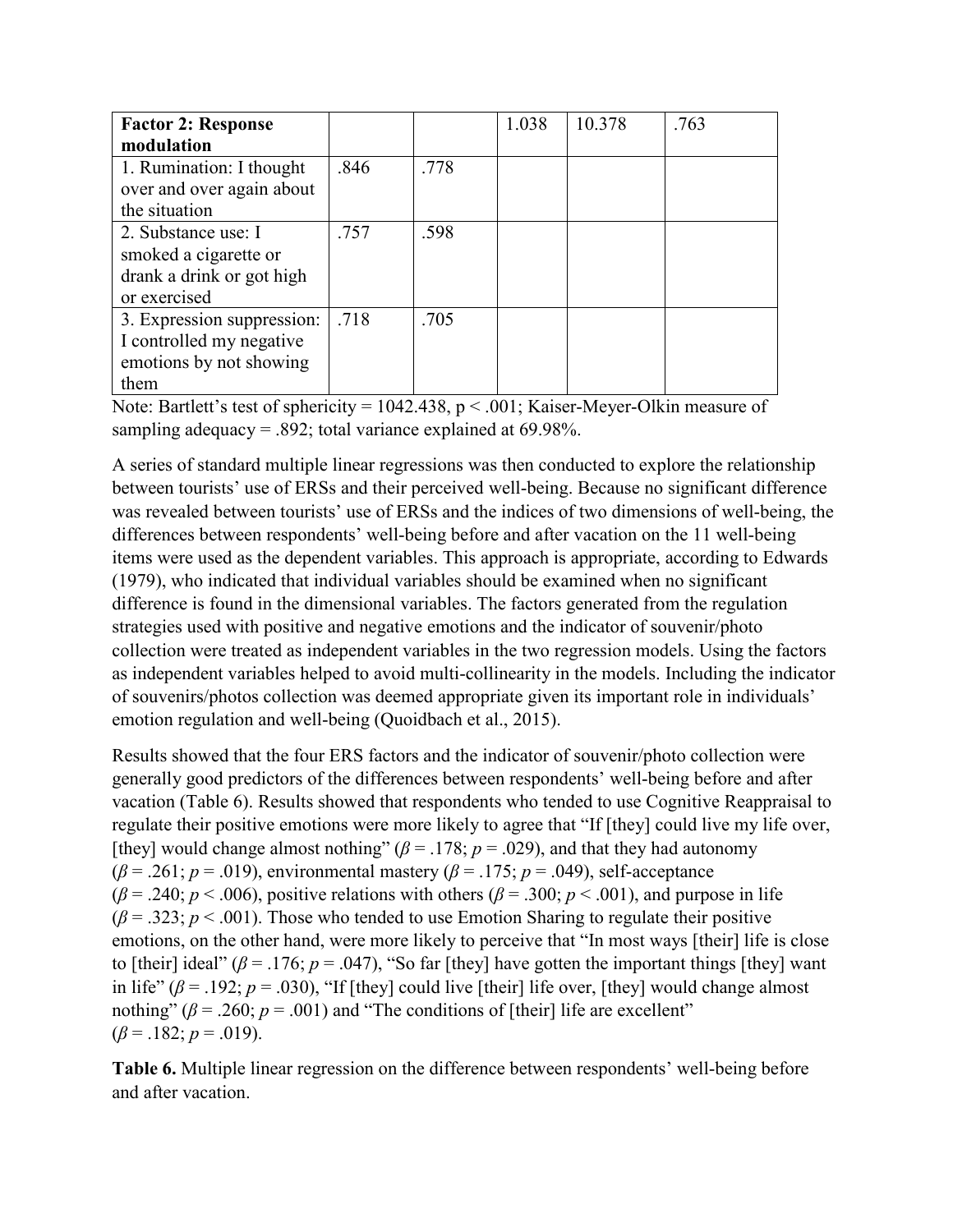| **Factor 2: Response modulation** | | | 1.038 | 10.378 | .763 |
|---|---|---|---|---|---|
| 1. Rumination: I thought over and over again about the situation | .846 | .778 | | | |
| 2. Substance use: I smoked a cigarette or drank a drink or got high or exercised | .757 | .598 | | | |
| 3. Expression suppression: I controlled my negative emotions by not showing them | .718 | .705 | | | |

Note: Bartlett's test of sphericity = 1042.438, $p < .001$; Kaiser-Meyer-Olkin measure of sampling adequacy = .892; total variance explained at 69.98%.

A series of standard multiple linear regressions was then conducted to explore the relationship between tourists' use of ERSs and their perceived well-being. Because no significant difference was revealed between tourists' use of ERSs and the indices of two dimensions of well-being, the differences between respondents' well-being before and after vacation on the 11 well-being items were used as the dependent variables. This approach is appropriate, according to Edwards (1979), who indicated that individual variables should be examined when no significant difference is found in the dimensional variables. The factors generated from the regulation strategies used with positive and negative emotions and the indicator of souvenir/photo collection were treated as independent variables in the two regression models. Using the factors as independent variables helped to avoid multi-collinearity in the models. Including the indicator of souvenirs/photos collection was deemed appropriate given its important role in individuals' emotion regulation and well-being (Quoidbach et al., 2015).

Results showed that the four ERS factors and the indicator of souvenir/photo collection were generally good predictors of the differences between respondents' well-being before and after vacation (Table 6). Results showed that respondents who tended to use Cognitive Reappraisal to regulate their positive emotions were more likely to agree that "If [they] could live my life over, [they] would change almost nothing" ($\beta = .178$; $p = .029$), and that they had autonomy ($\beta = .261$; $p = .019$), environmental mastery ($\beta = .175$; $p = .049$), self-acceptance ($\beta = .240$; $p < .006$), positive relations with others ($\beta = .300$; $p < .001$), and purpose in life ($\beta = .323$; $p < .001$). Those who tended to use Emotion Sharing to regulate their positive emotions, on the other hand, were more likely to perceive that "In most ways [their] life is close to [their] ideal" ($\beta = .176$; $p = .047$), "So far [they] have gotten the important things [they] want in life" ($\beta = .192$; $p = .030$), "If [they] could live [their] life over, [they] would change almost nothing" ($\beta = .260$; $p = .001$) and "The conditions of [their] life are excellent" ($\beta = .182$; $p = .019$).

**Table 6.** Multiple linear regression on the difference between respondents' well-being before and after vacation.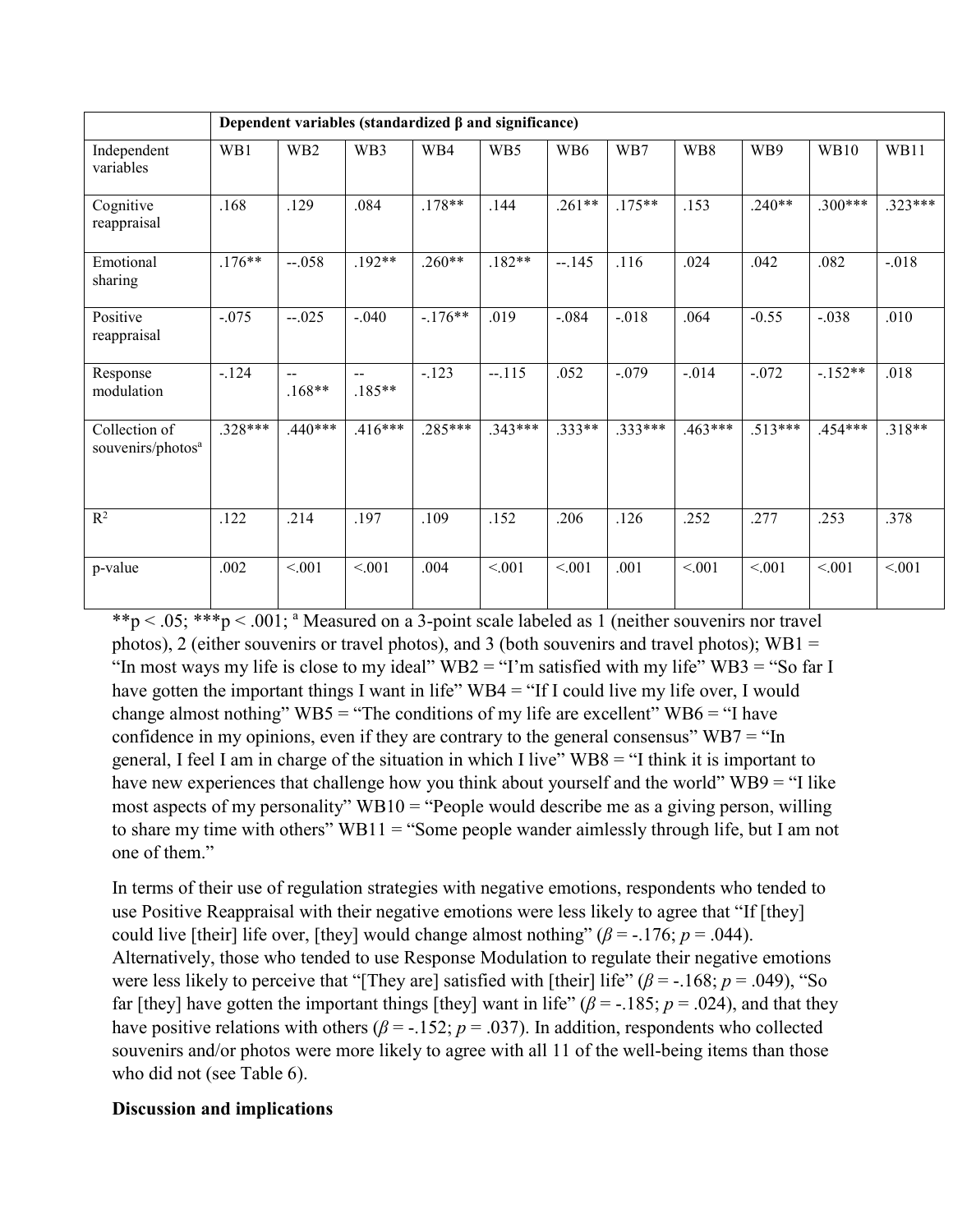| | Dependent variables (standardized β and significance) | | | | | | | | | | |
|---|---|---|---|---|---|---|---|---|---|---|---|
| Independent variables | WB1 | WB2 | WB3 | WB4 | WB5 | WB6 | WB7 | WB8 | WB9 | WB10 | WB11 |
| Cognitive reappraisal | .168 | .129 | .084 | .178** | .144 | .261** | .175** | .153 | .240** | .300*** | .323*** |
| Emotional sharing | .176** | --.058 | .192** | .260** | .182** | --.145 | .116 | .024 | .042 | .082 | -.018 |
| Positive reappraisal | -.075 | --.025 | -.040 | -.176** | .019 | -.084 | -.018 | .064 | -0.55 | -.038 | .010 |
| Response modulation | -.124 | -- .168** | -- .185** | -.123 | --.115 | .052 | -.079 | -.014 | -.072 | -.152** | .018 |
| Collection of souvenirs/photos[a] | .328*** | .440*** | .416*** | .285*** | .343*** | .333** | .333*** | .463*** | .513*** | .454*** | .318** |
| $R^2$ | .122 | .214 | .197 | .109 | .152 | .206 | .126 | .252 | .277 | .253 | .378 |
| p-value | .002 | <.001 | <.001 | .004 | <.001 | <.001 | .001 | <.001 | <.001 | <.001 | <.001 |

**p < .05; ***p < .001; [a] Measured on a 3-point scale labeled as 1 (neither souvenirs nor travel photos), 2 (either souvenirs or travel photos), and 3 (both souvenirs and travel photos); WB1 = "In most ways my life is close to my ideal" WB2 = "I'm satisfied with my life" WB3 = "So far I have gotten the important things I want in life" WB4 = "If I could live my life over, I would change almost nothing" WB5 = "The conditions of my life are excellent" WB6 = "I have confidence in my opinions, even if they are contrary to the general consensus" WB7 = "In general, I feel I am in charge of the situation in which I live" WB8 = "I think it is important to have new experiences that challenge how you think about yourself and the world" WB9 = "I like most aspects of my personality" WB10 = "People would describe me as a giving person, willing to share my time with others" WB11 = "Some people wander aimlessly through life, but I am not one of them."

In terms of their use of regulation strategies with negative emotions, respondents who tended to use Positive Reappraisal with their negative emotions were less likely to agree that "If [they] could live [their] life over, [they] would change almost nothing" ($\beta = -.176$; $p = .044$). Alternatively, those who tended to use Response Modulation to regulate their negative emotions were less likely to perceive that "[They are] satisfied with [their] life" ($\beta = -.168$; $p = .049$), "So far [they] have gotten the important things [they] want in life" ($\beta = -.185$; $p = .024$), and that they have positive relations with others ($\beta = -.152$; $p = .037$). In addition, respondents who collected souvenirs and/or photos were more likely to agree with all 11 of the well-being items than those who did not (see Table 6).

**Discussion and implications**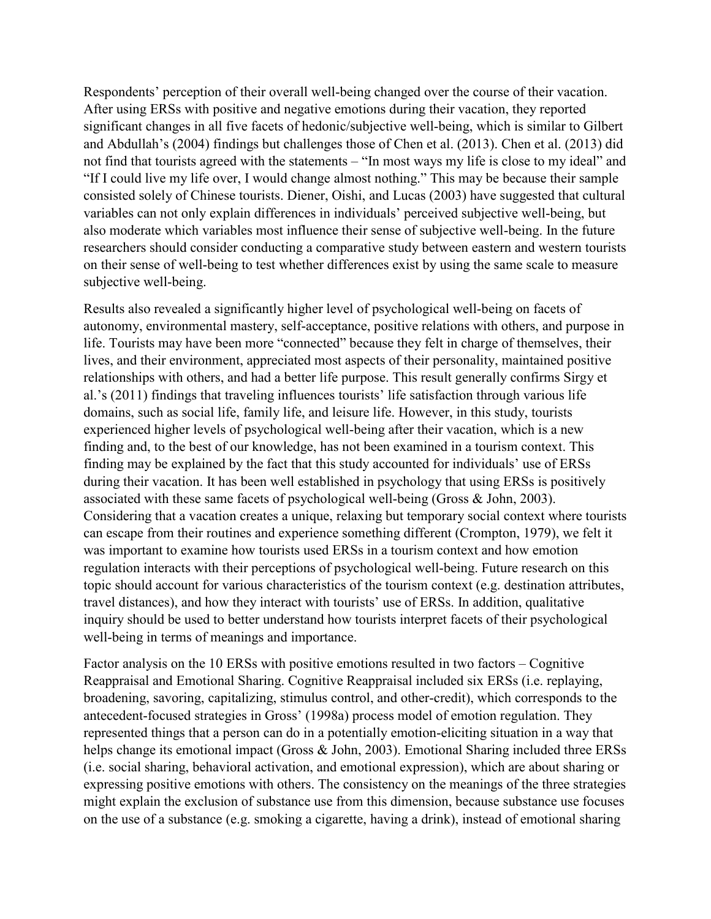Respondents' perception of their overall well-being changed over the course of their vacation. After using ERSs with positive and negative emotions during their vacation, they reported significant changes in all five facets of hedonic/subjective well-being, which is similar to Gilbert and Abdullah's (2004) findings but challenges those of Chen et al. (2013). Chen et al. (2013) did not find that tourists agreed with the statements – "In most ways my life is close to my ideal" and "If I could live my life over, I would change almost nothing." This may be because their sample consisted solely of Chinese tourists. Diener, Oishi, and Lucas (2003) have suggested that cultural variables can not only explain differences in individuals' perceived subjective well-being, but also moderate which variables most influence their sense of subjective well-being. In the future researchers should consider conducting a comparative study between eastern and western tourists on their sense of well-being to test whether differences exist by using the same scale to measure subjective well-being.

Results also revealed a significantly higher level of psychological well-being on facets of autonomy, environmental mastery, self-acceptance, positive relations with others, and purpose in life. Tourists may have been more "connected" because they felt in charge of themselves, their lives, and their environment, appreciated most aspects of their personality, maintained positive relationships with others, and had a better life purpose. This result generally confirms Sirgy et al.'s (2011) findings that traveling influences tourists' life satisfaction through various life domains, such as social life, family life, and leisure life. However, in this study, tourists experienced higher levels of psychological well-being after their vacation, which is a new finding and, to the best of our knowledge, has not been examined in a tourism context. This finding may be explained by the fact that this study accounted for individuals' use of ERSs during their vacation. It has been well established in psychology that using ERSs is positively associated with these same facets of psychological well-being (Gross & John, 2003). Considering that a vacation creates a unique, relaxing but temporary social context where tourists can escape from their routines and experience something different (Crompton, 1979), we felt it was important to examine how tourists used ERSs in a tourism context and how emotion regulation interacts with their perceptions of psychological well-being. Future research on this topic should account for various characteristics of the tourism context (e.g. destination attributes, travel distances), and how they interact with tourists' use of ERSs. In addition, qualitative inquiry should be used to better understand how tourists interpret facets of their psychological well-being in terms of meanings and importance.

Factor analysis on the 10 ERSs with positive emotions resulted in two factors – Cognitive Reappraisal and Emotional Sharing. Cognitive Reappraisal included six ERSs (i.e. replaying, broadening, savoring, capitalizing, stimulus control, and other-credit), which corresponds to the antecedent-focused strategies in Gross' (1998a) process model of emotion regulation. They represented things that a person can do in a potentially emotion-eliciting situation in a way that helps change its emotional impact (Gross & John, 2003). Emotional Sharing included three ERSs (i.e. social sharing, behavioral activation, and emotional expression), which are about sharing or expressing positive emotions with others. The consistency on the meanings of the three strategies might explain the exclusion of substance use from this dimension, because substance use focuses on the use of a substance (e.g. smoking a cigarette, having a drink), instead of emotional sharing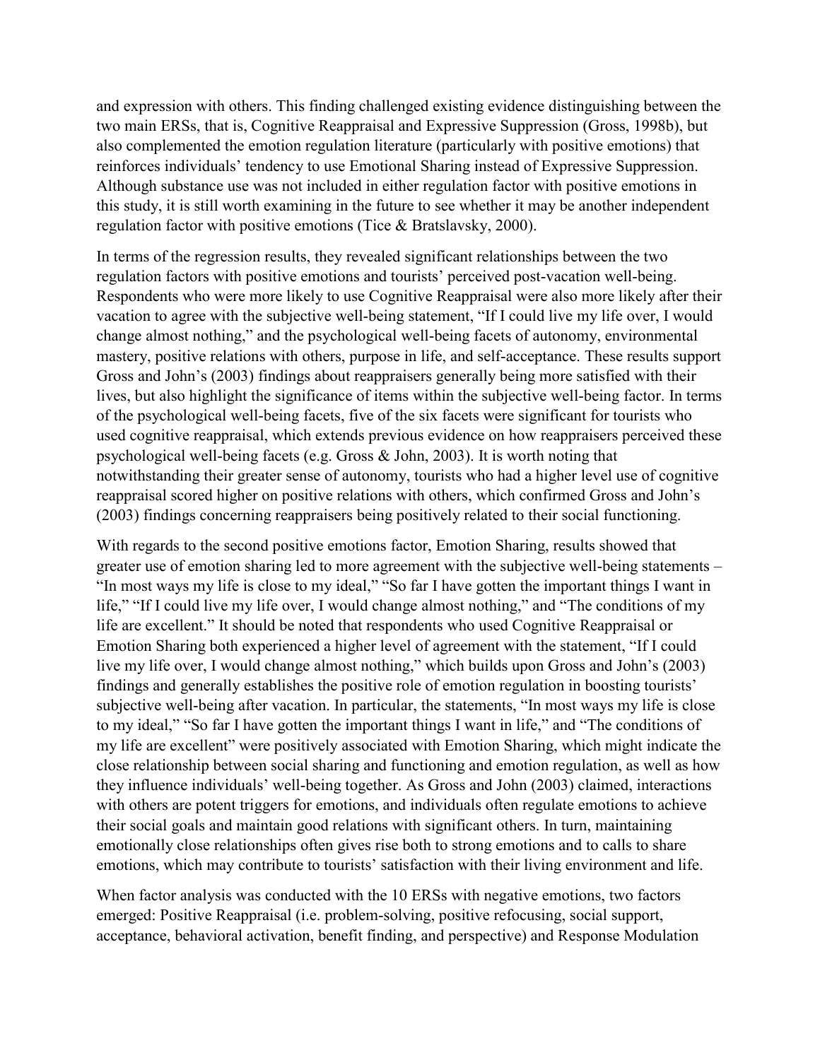and expression with others. This finding challenged existing evidence distinguishing between the two main ERSs, that is, Cognitive Reappraisal and Expressive Suppression (Gross, 1998b), but also complemented the emotion regulation literature (particularly with positive emotions) that reinforces individuals' tendency to use Emotional Sharing instead of Expressive Suppression. Although substance use was not included in either regulation factor with positive emotions in this study, it is still worth examining in the future to see whether it may be another independent regulation factor with positive emotions (Tice & Bratslavsky, 2000).

In terms of the regression results, they revealed significant relationships between the two regulation factors with positive emotions and tourists' perceived post-vacation well-being. Respondents who were more likely to use Cognitive Reappraisal were also more likely after their vacation to agree with the subjective well-being statement, "If I could live my life over, I would change almost nothing," and the psychological well-being facets of autonomy, environmental mastery, positive relations with others, purpose in life, and self-acceptance. These results support Gross and John's (2003) findings about reappraisers generally being more satisfied with their lives, but also highlight the significance of items within the subjective well-being factor. In terms of the psychological well-being facets, five of the six facets were significant for tourists who used cognitive reappraisal, which extends previous evidence on how reappraisers perceived these psychological well-being facets (e.g. Gross & John, 2003). It is worth noting that notwithstanding their greater sense of autonomy, tourists who had a higher level use of cognitive reappraisal scored higher on positive relations with others, which confirmed Gross and John's (2003) findings concerning reappraisers being positively related to their social functioning.

With regards to the second positive emotions factor, Emotion Sharing, results showed that greater use of emotion sharing led to more agreement with the subjective well-being statements – "In most ways my life is close to my ideal," "So far I have gotten the important things I want in life," "If I could live my life over, I would change almost nothing," and "The conditions of my life are excellent." It should be noted that respondents who used Cognitive Reappraisal or Emotion Sharing both experienced a higher level of agreement with the statement, "If I could live my life over, I would change almost nothing," which builds upon Gross and John's (2003) findings and generally establishes the positive role of emotion regulation in boosting tourists' subjective well-being after vacation. In particular, the statements, "In most ways my life is close to my ideal," "So far I have gotten the important things I want in life," and "The conditions of my life are excellent" were positively associated with Emotion Sharing, which might indicate the close relationship between social sharing and functioning and emotion regulation, as well as how they influence individuals' well-being together. As Gross and John (2003) claimed, interactions with others are potent triggers for emotions, and individuals often regulate emotions to achieve their social goals and maintain good relations with significant others. In turn, maintaining emotionally close relationships often gives rise both to strong emotions and to calls to share emotions, which may contribute to tourists' satisfaction with their living environment and life.

When factor analysis was conducted with the 10 ERSs with negative emotions, two factors emerged: Positive Reappraisal (i.e. problem-solving, positive refocusing, social support, acceptance, behavioral activation, benefit finding, and perspective) and Response Modulation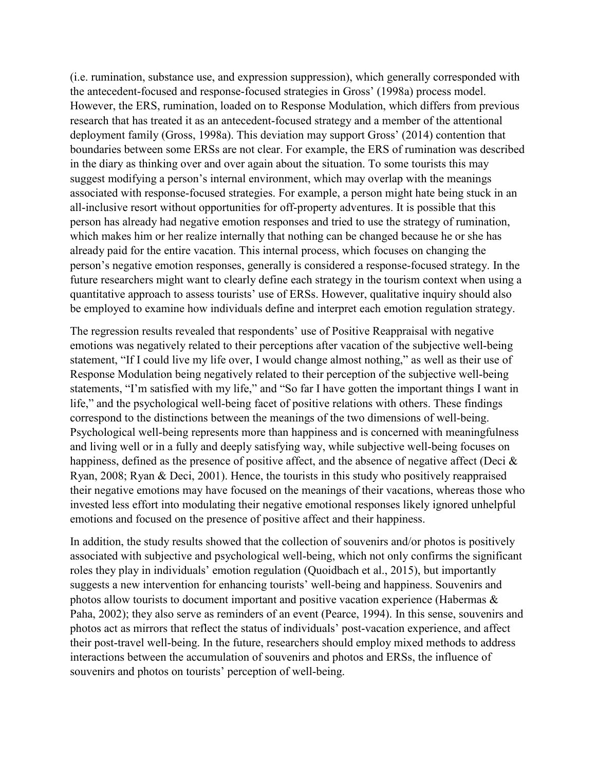(i.e. rumination, substance use, and expression suppression), which generally corresponded with the antecedent-focused and response-focused strategies in Gross' (1998a) process model. However, the ERS, rumination, loaded on to Response Modulation, which differs from previous research that has treated it as an antecedent-focused strategy and a member of the attentional deployment family (Gross, 1998a). This deviation may support Gross' (2014) contention that boundaries between some ERSs are not clear. For example, the ERS of rumination was described in the diary as thinking over and over again about the situation. To some tourists this may suggest modifying a person's internal environment, which may overlap with the meanings associated with response-focused strategies. For example, a person might hate being stuck in an all-inclusive resort without opportunities for off-property adventures. It is possible that this person has already had negative emotion responses and tried to use the strategy of rumination, which makes him or her realize internally that nothing can be changed because he or she has already paid for the entire vacation. This internal process, which focuses on changing the person's negative emotion responses, generally is considered a response-focused strategy. In the future researchers might want to clearly define each strategy in the tourism context when using a quantitative approach to assess tourists' use of ERSs. However, qualitative inquiry should also be employed to examine how individuals define and interpret each emotion regulation strategy.

The regression results revealed that respondents' use of Positive Reappraisal with negative emotions was negatively related to their perceptions after vacation of the subjective well-being statement, "If I could live my life over, I would change almost nothing," as well as their use of Response Modulation being negatively related to their perception of the subjective well-being statements, "I'm satisfied with my life," and "So far I have gotten the important things I want in life," and the psychological well-being facet of positive relations with others. These findings correspond to the distinctions between the meanings of the two dimensions of well-being. Psychological well-being represents more than happiness and is concerned with meaningfulness and living well or in a fully and deeply satisfying way, while subjective well-being focuses on happiness, defined as the presence of positive affect, and the absence of negative affect (Deci & Ryan, 2008; Ryan & Deci, 2001). Hence, the tourists in this study who positively reappraised their negative emotions may have focused on the meanings of their vacations, whereas those who invested less effort into modulating their negative emotional responses likely ignored unhelpful emotions and focused on the presence of positive affect and their happiness.

In addition, the study results showed that the collection of souvenirs and/or photos is positively associated with subjective and psychological well-being, which not only confirms the significant roles they play in individuals' emotion regulation (Quoidbach et al., 2015), but importantly suggests a new intervention for enhancing tourists' well-being and happiness. Souvenirs and photos allow tourists to document important and positive vacation experience (Habermas & Paha, 2002); they also serve as reminders of an event (Pearce, 1994). In this sense, souvenirs and photos act as mirrors that reflect the status of individuals' post-vacation experience, and affect their post-travel well-being. In the future, researchers should employ mixed methods to address interactions between the accumulation of souvenirs and photos and ERSs, the influence of souvenirs and photos on tourists' perception of well-being.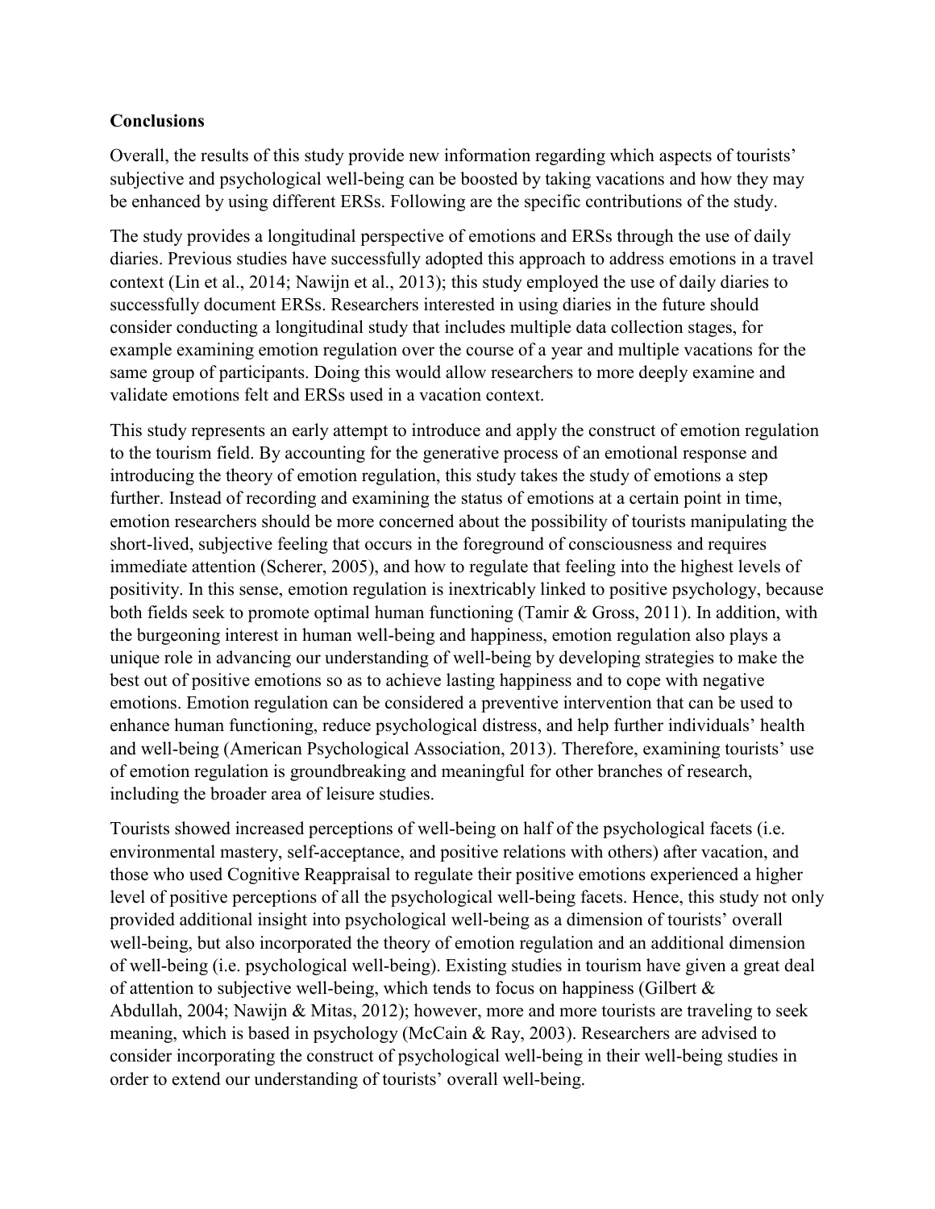**Conclusions**

Overall, the results of this study provide new information regarding which aspects of tourists' subjective and psychological well-being can be boosted by taking vacations and how they may be enhanced by using different ERSs. Following are the specific contributions of the study.

The study provides a longitudinal perspective of emotions and ERSs through the use of daily diaries. Previous studies have successfully adopted this approach to address emotions in a travel context (Lin et al., 2014; Nawijn et al., 2013); this study employed the use of daily diaries to successfully document ERSs. Researchers interested in using diaries in the future should consider conducting a longitudinal study that includes multiple data collection stages, for example examining emotion regulation over the course of a year and multiple vacations for the same group of participants. Doing this would allow researchers to more deeply examine and validate emotions felt and ERSs used in a vacation context.

This study represents an early attempt to introduce and apply the construct of emotion regulation to the tourism field. By accounting for the generative process of an emotional response and introducing the theory of emotion regulation, this study takes the study of emotions a step further. Instead of recording and examining the status of emotions at a certain point in time, emotion researchers should be more concerned about the possibility of tourists manipulating the short-lived, subjective feeling that occurs in the foreground of consciousness and requires immediate attention (Scherer, 2005), and how to regulate that feeling into the highest levels of positivity. In this sense, emotion regulation is inextricably linked to positive psychology, because both fields seek to promote optimal human functioning (Tamir & Gross, 2011). In addition, with the burgeoning interest in human well-being and happiness, emotion regulation also plays a unique role in advancing our understanding of well-being by developing strategies to make the best out of positive emotions so as to achieve lasting happiness and to cope with negative emotions. Emotion regulation can be considered a preventive intervention that can be used to enhance human functioning, reduce psychological distress, and help further individuals' health and well-being (American Psychological Association, 2013). Therefore, examining tourists' use of emotion regulation is groundbreaking and meaningful for other branches of research, including the broader area of leisure studies.

Tourists showed increased perceptions of well-being on half of the psychological facets (i.e. environmental mastery, self-acceptance, and positive relations with others) after vacation, and those who used Cognitive Reappraisal to regulate their positive emotions experienced a higher level of positive perceptions of all the psychological well-being facets. Hence, this study not only provided additional insight into psychological well-being as a dimension of tourists' overall well-being, but also incorporated the theory of emotion regulation and an additional dimension of well-being (i.e. psychological well-being). Existing studies in tourism have given a great deal of attention to subjective well-being, which tends to focus on happiness (Gilbert & Abdullah, 2004; Nawijn & Mitas, 2012); however, more and more tourists are traveling to seek meaning, which is based in psychology (McCain & Ray, 2003). Researchers are advised to consider incorporating the construct of psychological well-being in their well-being studies in order to extend our understanding of tourists' overall well-being.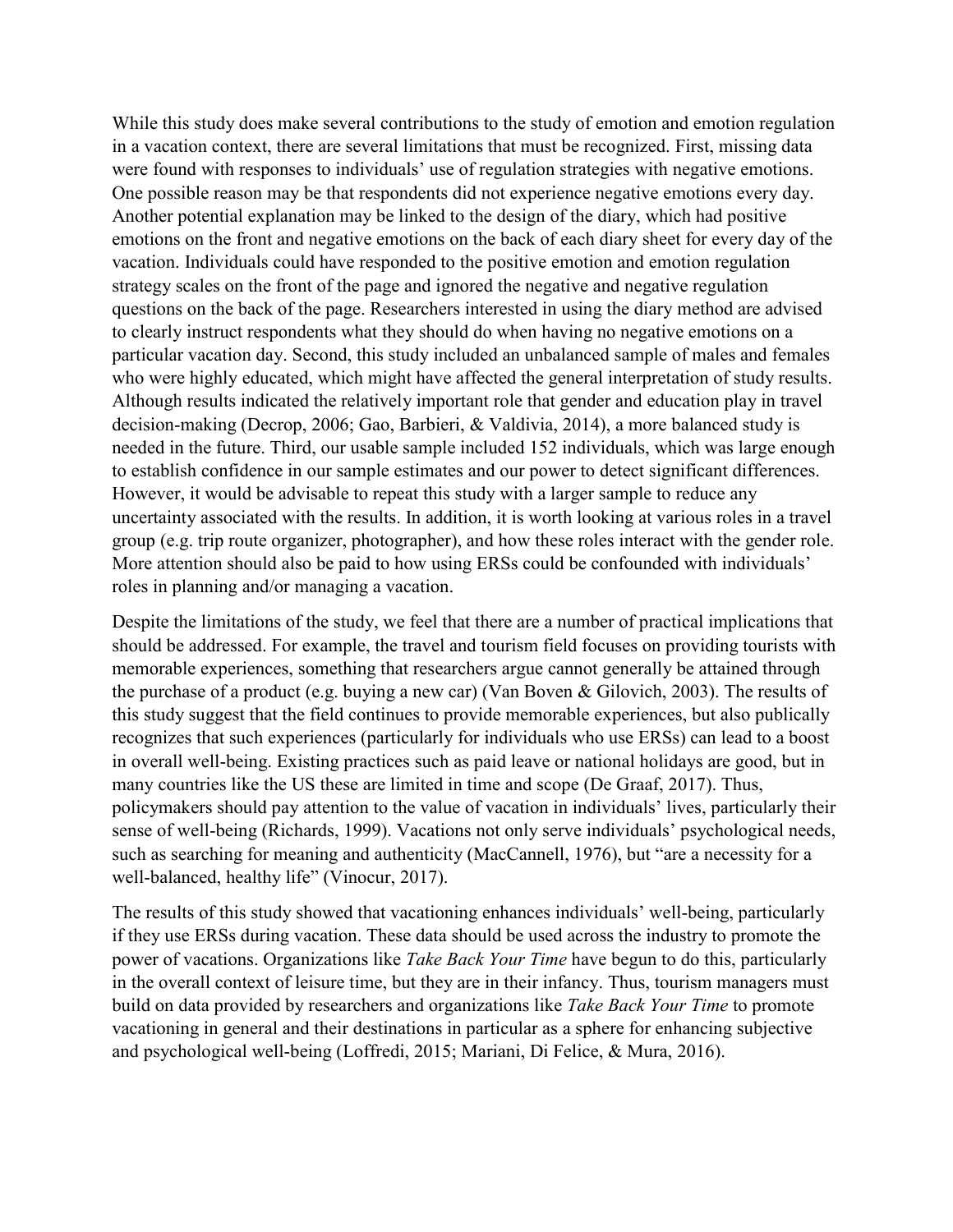While this study does make several contributions to the study of emotion and emotion regulation in a vacation context, there are several limitations that must be recognized. First, missing data were found with responses to individuals' use of regulation strategies with negative emotions. One possible reason may be that respondents did not experience negative emotions every day. Another potential explanation may be linked to the design of the diary, which had positive emotions on the front and negative emotions on the back of each diary sheet for every day of the vacation. Individuals could have responded to the positive emotion and emotion regulation strategy scales on the front of the page and ignored the negative and negative regulation questions on the back of the page. Researchers interested in using the diary method are advised to clearly instruct respondents what they should do when having no negative emotions on a particular vacation day. Second, this study included an unbalanced sample of males and females who were highly educated, which might have affected the general interpretation of study results. Although results indicated the relatively important role that gender and education play in travel decision-making (Decrop, 2006; Gao, Barbieri, & Valdivia, 2014), a more balanced study is needed in the future. Third, our usable sample included 152 individuals, which was large enough to establish confidence in our sample estimates and our power to detect significant differences. However, it would be advisable to repeat this study with a larger sample to reduce any uncertainty associated with the results. In addition, it is worth looking at various roles in a travel group (e.g. trip route organizer, photographer), and how these roles interact with the gender role. More attention should also be paid to how using ERSs could be confounded with individuals' roles in planning and/or managing a vacation.

Despite the limitations of the study, we feel that there are a number of practical implications that should be addressed. For example, the travel and tourism field focuses on providing tourists with memorable experiences, something that researchers argue cannot generally be attained through the purchase of a product (e.g. buying a new car) (Van Boven & Gilovich, 2003). The results of this study suggest that the field continues to provide memorable experiences, but also publically recognizes that such experiences (particularly for individuals who use ERSs) can lead to a boost in overall well-being. Existing practices such as paid leave or national holidays are good, but in many countries like the US these are limited in time and scope (De Graaf, 2017). Thus, policymakers should pay attention to the value of vacation in individuals' lives, particularly their sense of well-being (Richards, 1999). Vacations not only serve individuals' psychological needs, such as searching for meaning and authenticity (MacCannell, 1976), but "are a necessity for a well-balanced, healthy life" (Vinocur, 2017).

The results of this study showed that vacationing enhances individuals' well-being, particularly if they use ERSs during vacation. These data should be used across the industry to promote the power of vacations. Organizations like *Take Back Your Time* have begun to do this, particularly in the overall context of leisure time, but they are in their infancy. Thus, tourism managers must build on data provided by researchers and organizations like *Take Back Your Time* to promote vacationing in general and their destinations in particular as a sphere for enhancing subjective and psychological well-being (Loffredi, 2015; Mariani, Di Felice, & Mura, 2016).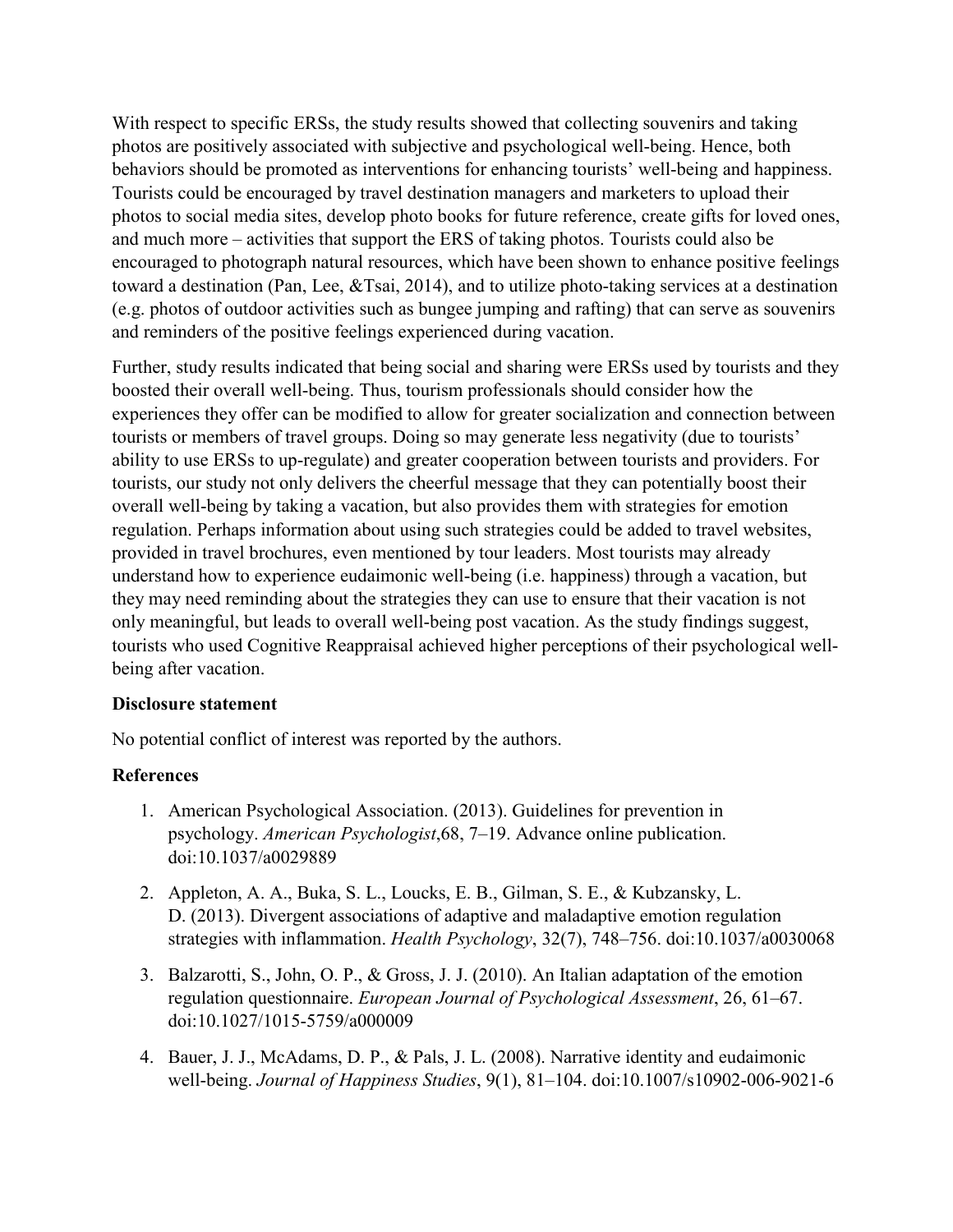With respect to specific ERSs, the study results showed that collecting souvenirs and taking photos are positively associated with subjective and psychological well-being. Hence, both behaviors should be promoted as interventions for enhancing tourists' well-being and happiness. Tourists could be encouraged by travel destination managers and marketers to upload their photos to social media sites, develop photo books for future reference, create gifts for loved ones, and much more – activities that support the ERS of taking photos. Tourists could also be encouraged to photograph natural resources, which have been shown to enhance positive feelings toward a destination (Pan, Lee, &Tsai, 2014), and to utilize photo-taking services at a destination (e.g. photos of outdoor activities such as bungee jumping and rafting) that can serve as souvenirs and reminders of the positive feelings experienced during vacation.

Further, study results indicated that being social and sharing were ERSs used by tourists and they boosted their overall well-being. Thus, tourism professionals should consider how the experiences they offer can be modified to allow for greater socialization and connection between tourists or members of travel groups. Doing so may generate less negativity (due to tourists' ability to use ERSs to up-regulate) and greater cooperation between tourists and providers. For tourists, our study not only delivers the cheerful message that they can potentially boost their overall well-being by taking a vacation, but also provides them with strategies for emotion regulation. Perhaps information about using such strategies could be added to travel websites, provided in travel brochures, even mentioned by tour leaders. Most tourists may already understand how to experience eudaimonic well-being (i.e. happiness) through a vacation, but they may need reminding about the strategies they can use to ensure that their vacation is not only meaningful, but leads to overall well-being post vacation. As the study findings suggest, tourists who used Cognitive Reappraisal achieved higher perceptions of their psychological well-being after vacation.

**Disclosure statement**

No potential conflict of interest was reported by the authors.

**References**

1. American Psychological Association. (2013). Guidelines for prevention in psychology. *American Psychologist*,68, 7–19. Advance online publication. doi:10.1037/a0029889
2. Appleton, A. A., Buka, S. L., Loucks, E. B., Gilman, S. E., & Kubzansky, L. D. (2013). Divergent associations of adaptive and maladaptive emotion regulation strategies with inflammation. *Health Psychology*, 32(7), 748–756. doi:10.1037/a0030068
3. Balzarotti, S., John, O. P., & Gross, J. J. (2010). An Italian adaptation of the emotion regulation questionnaire. *European Journal of Psychological Assessment*, 26, 61–67. doi:10.1027/1015-5759/a000009
4. Bauer, J. J., McAdams, D. P., & Pals, J. L. (2008). Narrative identity and eudaimonic well-being. *Journal of Happiness Studies*, 9(1), 81–104. doi:10.1007/s10902-006-9021-6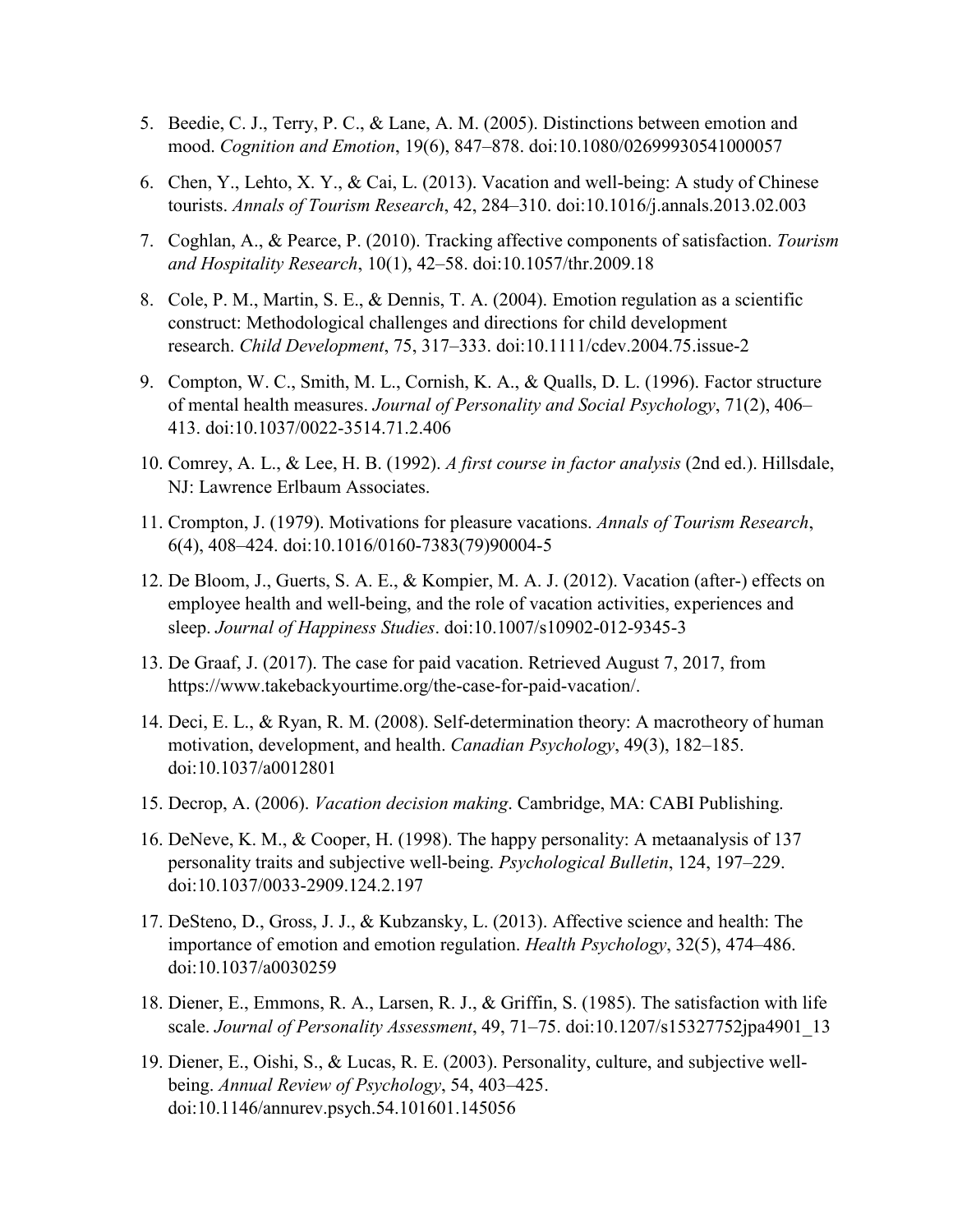5. Beedie, C. J., Terry, P. C., & Lane, A. M. (2005). Distinctions between emotion and mood. *Cognition and Emotion*, 19(6), 847–878. doi:10.1080/02699930541000057
6. Chen, Y., Lehto, X. Y., & Cai, L. (2013). Vacation and well-being: A study of Chinese tourists. *Annals of Tourism Research*, 42, 284–310. doi:10.1016/j.annals.2013.02.003
7. Coghlan, A., & Pearce, P. (2010). Tracking affective components of satisfaction. *Tourism and Hospitality Research*, 10(1), 42–58. doi:10.1057/thr.2009.18
8. Cole, P. M., Martin, S. E., & Dennis, T. A. (2004). Emotion regulation as a scientific construct: Methodological challenges and directions for child development research. *Child Development*, 75, 317–333. doi:10.1111/cdev.2004.75.issue-2
9. Compton, W. C., Smith, M. L., Cornish, K. A., & Qualls, D. L. (1996). Factor structure of mental health measures. *Journal of Personality and Social Psychology*, 71(2), 406–413. doi:10.1037/0022-3514.71.2.406
10. Comrey, A. L., & Lee, H. B. (1992). *A first course in factor analysis* (2nd ed.). Hillsdale, NJ: Lawrence Erlbaum Associates.
11. Crompton, J. (1979). Motivations for pleasure vacations. *Annals of Tourism Research*, 6(4), 408–424. doi:10.1016/0160-7383(79)90004-5
12. De Bloom, J., Guerts, S. A. E., & Kompier, M. A. J. (2012). Vacation (after-) effects on employee health and well-being, and the role of vacation activities, experiences and sleep. *Journal of Happiness Studies*. doi:10.1007/s10902-012-9345-3
13. De Graaf, J. (2017). The case for paid vacation. Retrieved August 7, 2017, from https://www.takebackyourtime.org/the-case-for-paid-vacation/.
14. Deci, E. L., & Ryan, R. M. (2008). Self-determination theory: A macrotheory of human motivation, development, and health. *Canadian Psychology*, 49(3), 182–185. doi:10.1037/a0012801
15. Decrop, A. (2006). *Vacation decision making*. Cambridge, MA: CABI Publishing.
16. DeNeve, K. M., & Cooper, H. (1998). The happy personality: A metaanalysis of 137 personality traits and subjective well-being. *Psychological Bulletin*, 124, 197–229. doi:10.1037/0033-2909.124.2.197
17. DeSteno, D., Gross, J. J., & Kubzansky, L. (2013). Affective science and health: The importance of emotion and emotion regulation. *Health Psychology*, 32(5), 474–486. doi:10.1037/a0030259
18. Diener, E., Emmons, R. A., Larsen, R. J., & Griffin, S. (1985). The satisfaction with life scale. *Journal of Personality Assessment*, 49, 71–75. doi:10.1207/s15327752jpa4901_13
19. Diener, E., Oishi, S., & Lucas, R. E. (2003). Personality, culture, and subjective well-being. *Annual Review of Psychology*, 54, 403–425. doi:10.1146/annurev.psych.54.101601.145056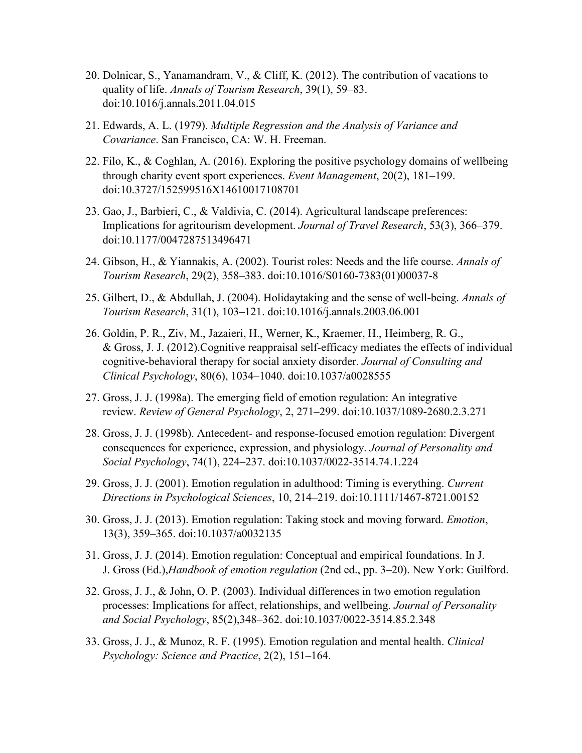20. Dolnicar, S., Yanamandram, V., & Cliff, K. (2012). The contribution of vacations to quality of life. *Annals of Tourism Research*, 39(1), 59–83. doi:10.1016/j.annals.2011.04.015

21. Edwards, A. L. (1979). *Multiple Regression and the Analysis of Variance and Covariance*. San Francisco, CA: W. H. Freeman.

22. Filo, K., & Coghlan, A. (2016). Exploring the positive psychology domains of wellbeing through charity event sport experiences. *Event Management*, 20(2), 181–199. doi:10.3727/152599516X14610017108701

23. Gao, J., Barbieri, C., & Valdivia, C. (2014). Agricultural landscape preferences: Implications for agritourism development. *Journal of Travel Research*, 53(3), 366–379. doi:10.1177/0047287513496471

24. Gibson, H., & Yiannakis, A. (2002). Tourist roles: Needs and the life course. *Annals of Tourism Research*, 29(2), 358–383. doi:10.1016/S0160-7383(01)00037-8

25. Gilbert, D., & Abdullah, J. (2004). Holidaytaking and the sense of well-being. *Annals of Tourism Research*, 31(1), 103–121. doi:10.1016/j.annals.2003.06.001

26. Goldin, P. R., Ziv, M., Jazaieri, H., Werner, K., Kraemer, H., Heimberg, R. G., & Gross, J. J. (2012).Cognitive reappraisal self-efficacy mediates the effects of individual cognitive-behavioral therapy for social anxiety disorder. *Journal of Consulting and Clinical Psychology*, 80(6), 1034–1040. doi:10.1037/a0028555

27. Gross, J. J. (1998a). The emerging field of emotion regulation: An integrative review. *Review of General Psychology*, 2, 271–299. doi:10.1037/1089-2680.2.3.271

28. Gross, J. J. (1998b). Antecedent- and response-focused emotion regulation: Divergent consequences for experience, expression, and physiology. *Journal of Personality and Social Psychology*, 74(1), 224–237. doi:10.1037/0022-3514.74.1.224

29. Gross, J. J. (2001). Emotion regulation in adulthood: Timing is everything. *Current Directions in Psychological Sciences*, 10, 214–219. doi:10.1111/1467-8721.00152

30. Gross, J. J. (2013). Emotion regulation: Taking stock and moving forward. *Emotion*, 13(3), 359–365. doi:10.1037/a0032135

31. Gross, J. J. (2014). Emotion regulation: Conceptual and empirical foundations. In J. J. Gross (Ed.),*Handbook of emotion regulation* (2nd ed., pp. 3–20). New York: Guilford.

32. Gross, J. J., & John, O. P. (2003). Individual differences in two emotion regulation processes: Implications for affect, relationships, and wellbeing. *Journal of Personality and Social Psychology*, 85(2),348–362. doi:10.1037/0022-3514.85.2.348

33. Gross, J. J., & Munoz, R. F. (1995). Emotion regulation and mental health. *Clinical Psychology: Science and Practice*, 2(2), 151–164.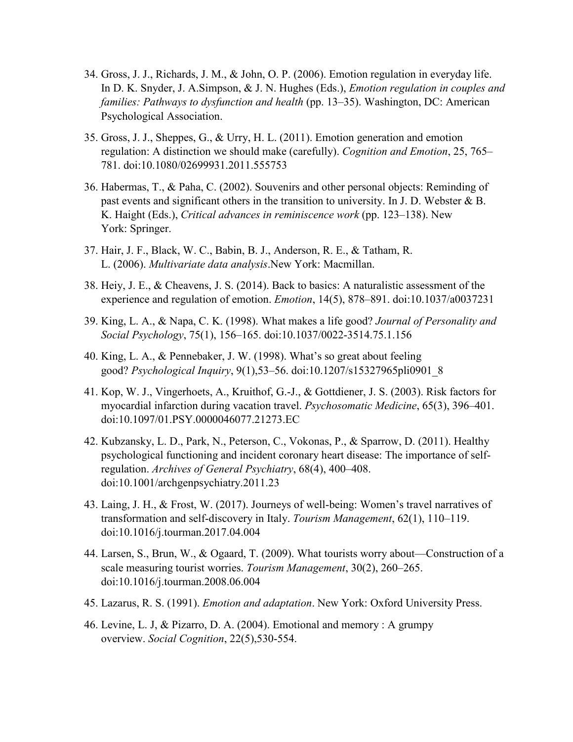34. Gross, J. J., Richards, J. M., & John, O. P. (2006). Emotion regulation in everyday life. In D. K. Snyder, J. A.Simpson, & J. N. Hughes (Eds.), *Emotion regulation in couples and families: Pathways to dysfunction and health* (pp. 13–35). Washington, DC: American Psychological Association.

35. Gross, J. J., Sheppes, G., & Urry, H. L. (2011). Emotion generation and emotion regulation: A distinction we should make (carefully). *Cognition and Emotion*, 25, 765–781. doi:10.1080/02699931.2011.555753

36. Habermas, T., & Paha, C. (2002). Souvenirs and other personal objects: Reminding of past events and significant others in the transition to university. In J. D. Webster & B. K. Haight (Eds.), *Critical advances in reminiscence work* (pp. 123–138). New York: Springer.

37. Hair, J. F., Black, W. C., Babin, B. J., Anderson, R. E., & Tatham, R. L. (2006). *Multivariate data analysis*.New York: Macmillan.

38. Heiy, J. E., & Cheavens, J. S. (2014). Back to basics: A naturalistic assessment of the experience and regulation of emotion. *Emotion*, 14(5), 878–891. doi:10.1037/a0037231

39. King, L. A., & Napa, C. K. (1998). What makes a life good? *Journal of Personality and Social Psychology*, 75(1), 156–165. doi:10.1037/0022-3514.75.1.156

40. King, L. A., & Pennebaker, J. W. (1998). What's so great about feeling good? *Psychological Inquiry*, 9(1),53–56. doi:10.1207/s15327965pli0901_8

41. Kop, W. J., Vingerhoets, A., Kruithof, G.-J., & Gottdiener, J. S. (2003). Risk factors for myocardial infarction during vacation travel. *Psychosomatic Medicine*, 65(3), 396–401. doi:10.1097/01.PSY.0000046077.21273.EC

42. Kubzansky, L. D., Park, N., Peterson, C., Vokonas, P., & Sparrow, D. (2011). Healthy psychological functioning and incident coronary heart disease: The importance of self-regulation. *Archives of General Psychiatry*, 68(4), 400–408. doi:10.1001/archgenpsychiatry.2011.23

43. Laing, J. H., & Frost, W. (2017). Journeys of well-being: Women's travel narratives of transformation and self-discovery in Italy. *Tourism Management*, 62(1), 110–119. doi:10.1016/j.tourman.2017.04.004

44. Larsen, S., Brun, W., & Ogaard, T. (2009). What tourists worry about—Construction of a scale measuring tourist worries. *Tourism Management*, 30(2), 260–265. doi:10.1016/j.tourman.2008.06.004

45. Lazarus, R. S. (1991). *Emotion and adaptation*. New York: Oxford University Press.

46. Levine, L. J, & Pizarro, D. A. (2004). Emotional and memory : A grumpy overview. *Social Cognition*, 22(5),530-554.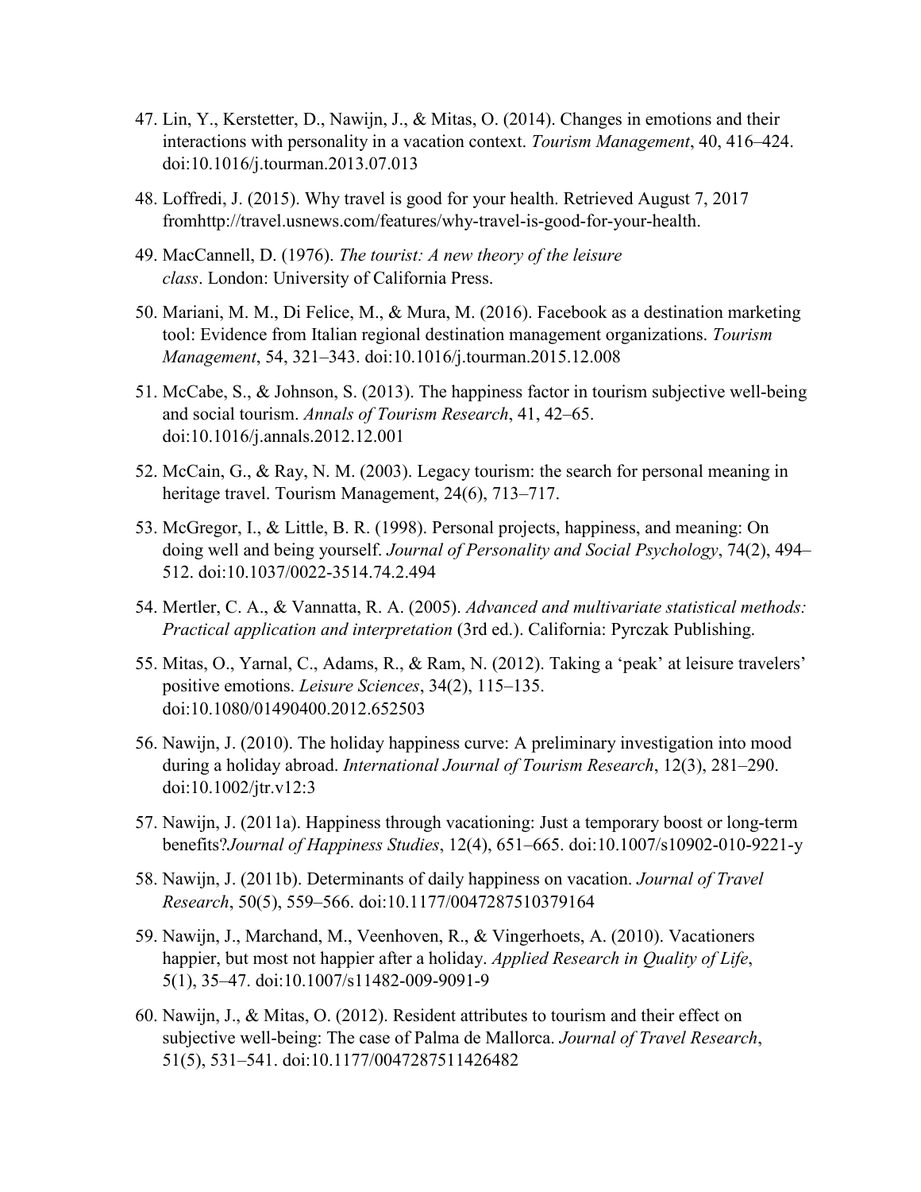47. Lin, Y., Kerstetter, D., Nawijn, J., & Mitas, O. (2014). Changes in emotions and their interactions with personality in a vacation context. *Tourism Management*, 40, 416–424. doi:10.1016/j.tourman.2013.07.013

48. Loffredi, J. (2015). Why travel is good for your health. Retrieved August 7, 2017 fromhttp://travel.usnews.com/features/why-travel-is-good-for-your-health.

49. MacCannell, D. (1976). *The tourist: A new theory of the leisure class*. London: University of California Press.

50. Mariani, M. M., Di Felice, M., & Mura, M. (2016). Facebook as a destination marketing tool: Evidence from Italian regional destination management organizations. *Tourism Management*, 54, 321–343. doi:10.1016/j.tourman.2015.12.008

51. McCabe, S., & Johnson, S. (2013). The happiness factor in tourism subjective well-being and social tourism. *Annals of Tourism Research*, 41, 42–65. doi:10.1016/j.annals.2012.12.001

52. McCain, G., & Ray, N. M. (2003). Legacy tourism: the search for personal meaning in heritage travel. Tourism Management, 24(6), 713–717.

53. McGregor, I., & Little, B. R. (1998). Personal projects, happiness, and meaning: On doing well and being yourself. *Journal of Personality and Social Psychology*, 74(2), 494–512. doi:10.1037/0022-3514.74.2.494

54. Mertler, C. A., & Vannatta, R. A. (2005). *Advanced and multivariate statistical methods: Practical application and interpretation* (3rd ed.). California: Pyrczak Publishing.

55. Mitas, O., Yarnal, C., Adams, R., & Ram, N. (2012). Taking a 'peak' at leisure travelers' positive emotions. *Leisure Sciences*, 34(2), 115–135. doi:10.1080/01490400.2012.652503

56. Nawijn, J. (2010). The holiday happiness curve: A preliminary investigation into mood during a holiday abroad. *International Journal of Tourism Research*, 12(3), 281–290. doi:10.1002/jtr.v12:3

57. Nawijn, J. (2011a). Happiness through vacationing: Just a temporary boost or long-term benefits?*Journal of Happiness Studies*, 12(4), 651–665. doi:10.1007/s10902-010-9221-y

58. Nawijn, J. (2011b). Determinants of daily happiness on vacation. *Journal of Travel Research*, 50(5), 559–566. doi:10.1177/0047287510379164

59. Nawijn, J., Marchand, M., Veenhoven, R., & Vingerhoets, A. (2010). Vacationers happier, but most not happier after a holiday. *Applied Research in Quality of Life*, 5(1), 35–47. doi:10.1007/s11482-009-9091-9

60. Nawijn, J., & Mitas, O. (2012). Resident attributes to tourism and their effect on subjective well-being: The case of Palma de Mallorca. *Journal of Travel Research*, 51(5), 531–541. doi:10.1177/0047287511426482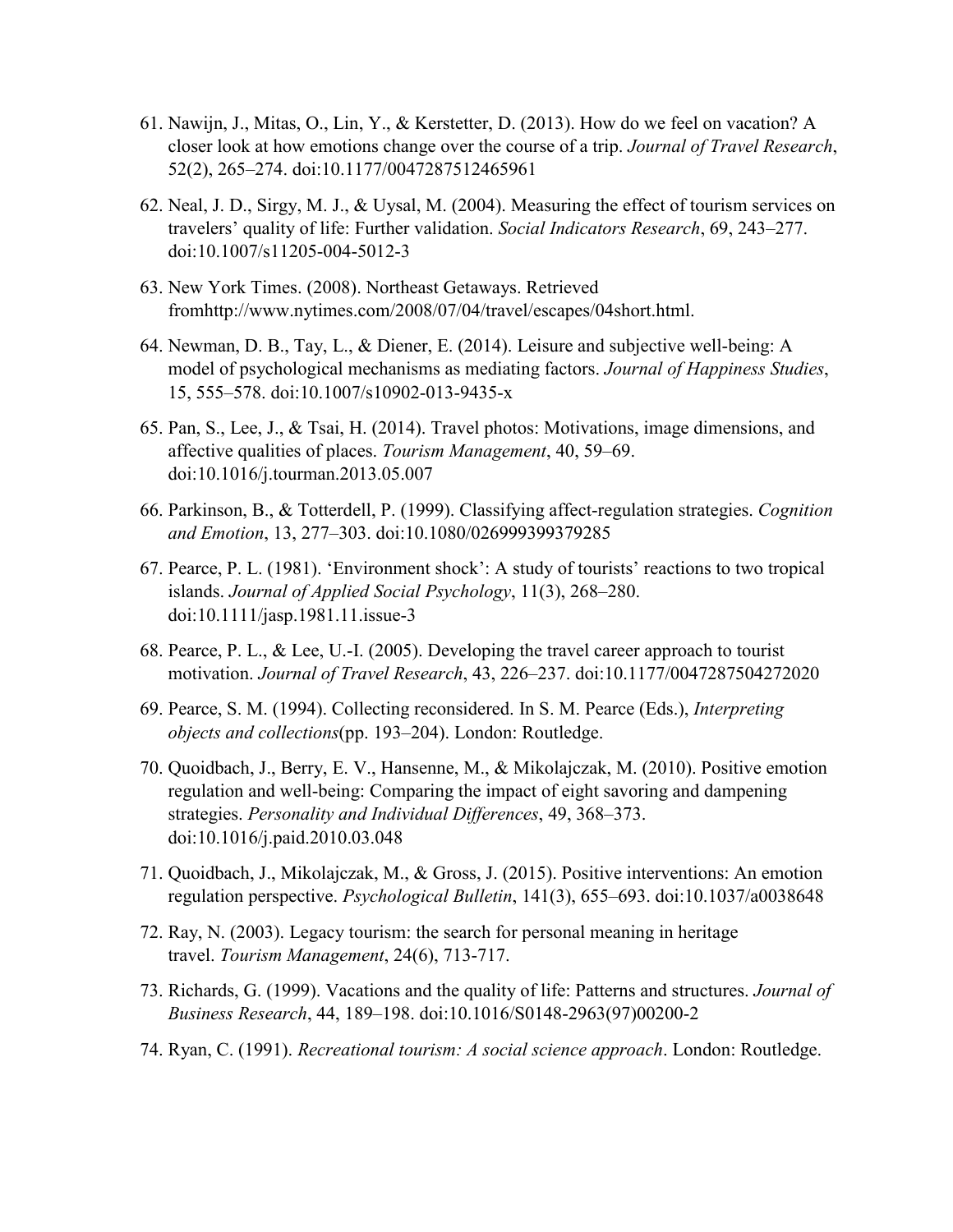61. Nawijn, J., Mitas, O., Lin, Y., & Kerstetter, D. (2013). How do we feel on vacation? A closer look at how emotions change over the course of a trip. *Journal of Travel Research*, 52(2), 265–274. doi:10.1177/0047287512465961

62. Neal, J. D., Sirgy, M. J., & Uysal, M. (2004). Measuring the effect of tourism services on travelers' quality of life: Further validation. *Social Indicators Research*, 69, 243–277. doi:10.1007/s11205-004-5012-3

63. New York Times. (2008). Northeast Getaways. Retrieved fromhttp://www.nytimes.com/2008/07/04/travel/escapes/04short.html.

64. Newman, D. B., Tay, L., & Diener, E. (2014). Leisure and subjective well-being: A model of psychological mechanisms as mediating factors. *Journal of Happiness Studies*, 15, 555–578. doi:10.1007/s10902-013-9435-x

65. Pan, S., Lee, J., & Tsai, H. (2014). Travel photos: Motivations, image dimensions, and affective qualities of places. *Tourism Management*, 40, 59–69. doi:10.1016/j.tourman.2013.05.007

66. Parkinson, B., & Totterdell, P. (1999). Classifying affect-regulation strategies. *Cognition and Emotion*, 13, 277–303. doi:10.1080/026999399379285

67. Pearce, P. L. (1981). 'Environment shock': A study of tourists' reactions to two tropical islands. *Journal of Applied Social Psychology*, 11(3), 268–280. doi:10.1111/jasp.1981.11.issue-3

68. Pearce, P. L., & Lee, U.-I. (2005). Developing the travel career approach to tourist motivation. *Journal of Travel Research*, 43, 226–237. doi:10.1177/0047287504272020

69. Pearce, S. M. (1994). Collecting reconsidered. In S. M. Pearce (Eds.), *Interpreting objects and collections*(pp. 193–204). London: Routledge.

70. Quoidbach, J., Berry, E. V., Hansenne, M., & Mikolajczak, M. (2010). Positive emotion regulation and well-being: Comparing the impact of eight savoring and dampening strategies. *Personality and Individual Differences*, 49, 368–373. doi:10.1016/j.paid.2010.03.048

71. Quoidbach, J., Mikolajczak, M., & Gross, J. (2015). Positive interventions: An emotion regulation perspective. *Psychological Bulletin*, 141(3), 655–693. doi:10.1037/a0038648

72. Ray, N. (2003). Legacy tourism: the search for personal meaning in heritage travel. *Tourism Management*, 24(6), 713-717.

73. Richards, G. (1999). Vacations and the quality of life: Patterns and structures. *Journal of Business Research*, 44, 189–198. doi:10.1016/S0148-2963(97)00200-2

74. Ryan, C. (1991). *Recreational tourism: A social science approach*. London: Routledge.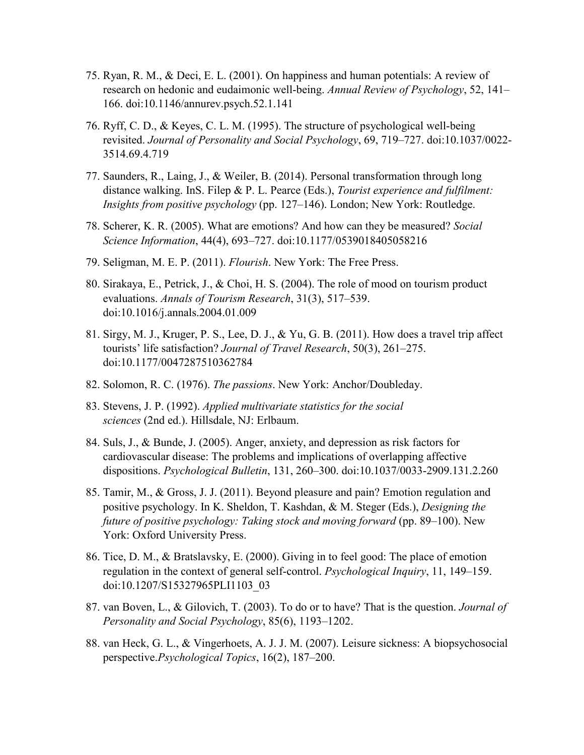75. Ryan, R. M., & Deci, E. L. (2001). On happiness and human potentials: A review of research on hedonic and eudaimonic well-being. *Annual Review of Psychology*, 52, 141–166. doi:10.1146/annurev.psych.52.1.141

76. Ryff, C. D., & Keyes, C. L. M. (1995). The structure of psychological well-being revisited. *Journal of Personality and Social Psychology*, 69, 719–727. doi:10.1037/0022-3514.69.4.719

77. Saunders, R., Laing, J., & Weiler, B. (2014). Personal transformation through long distance walking. InS. Filep & P. L. Pearce (Eds.), *Tourist experience and fulfilment: Insights from positive psychology* (pp. 127–146). London; New York: Routledge.

78. Scherer, K. R. (2005). What are emotions? And how can they be measured? *Social Science Information*, 44(4), 693–727. doi:10.1177/0539018405058216

79. Seligman, M. E. P. (2011). *Flourish*. New York: The Free Press.

80. Sirakaya, E., Petrick, J., & Choi, H. S. (2004). The role of mood on tourism product evaluations. *Annals of Tourism Research*, 31(3), 517–539. doi:10.1016/j.annals.2004.01.009

81. Sirgy, M. J., Kruger, P. S., Lee, D. J., & Yu, G. B. (2011). How does a travel trip affect tourists' life satisfaction? *Journal of Travel Research*, 50(3), 261–275. doi:10.1177/0047287510362784

82. Solomon, R. C. (1976). *The passions*. New York: Anchor/Doubleday.

83. Stevens, J. P. (1992). *Applied multivariate statistics for the social sciences* (2nd ed.). Hillsdale, NJ: Erlbaum.

84. Suls, J., & Bunde, J. (2005). Anger, anxiety, and depression as risk factors for cardiovascular disease: The problems and implications of overlapping affective dispositions. *Psychological Bulletin*, 131, 260–300. doi:10.1037/0033-2909.131.2.260

85. Tamir, M., & Gross, J. J. (2011). Beyond pleasure and pain? Emotion regulation and positive psychology. In K. Sheldon, T. Kashdan, & M. Steger (Eds.), *Designing the future of positive psychology: Taking stock and moving forward* (pp. 89–100). New York: Oxford University Press.

86. Tice, D. M., & Bratslavsky, E. (2000). Giving in to feel good: The place of emotion regulation in the context of general self-control. *Psychological Inquiry*, 11, 149–159. doi:10.1207/S15327965PLI1103_03

87. van Boven, L., & Gilovich, T. (2003). To do or to have? That is the question. *Journal of Personality and Social Psychology*, 85(6), 1193–1202.

88. van Heck, G. L., & Vingerhoets, A. J. J. M. (2007). Leisure sickness: A biopsychosocial perspective.*Psychological Topics*, 16(2), 187–200.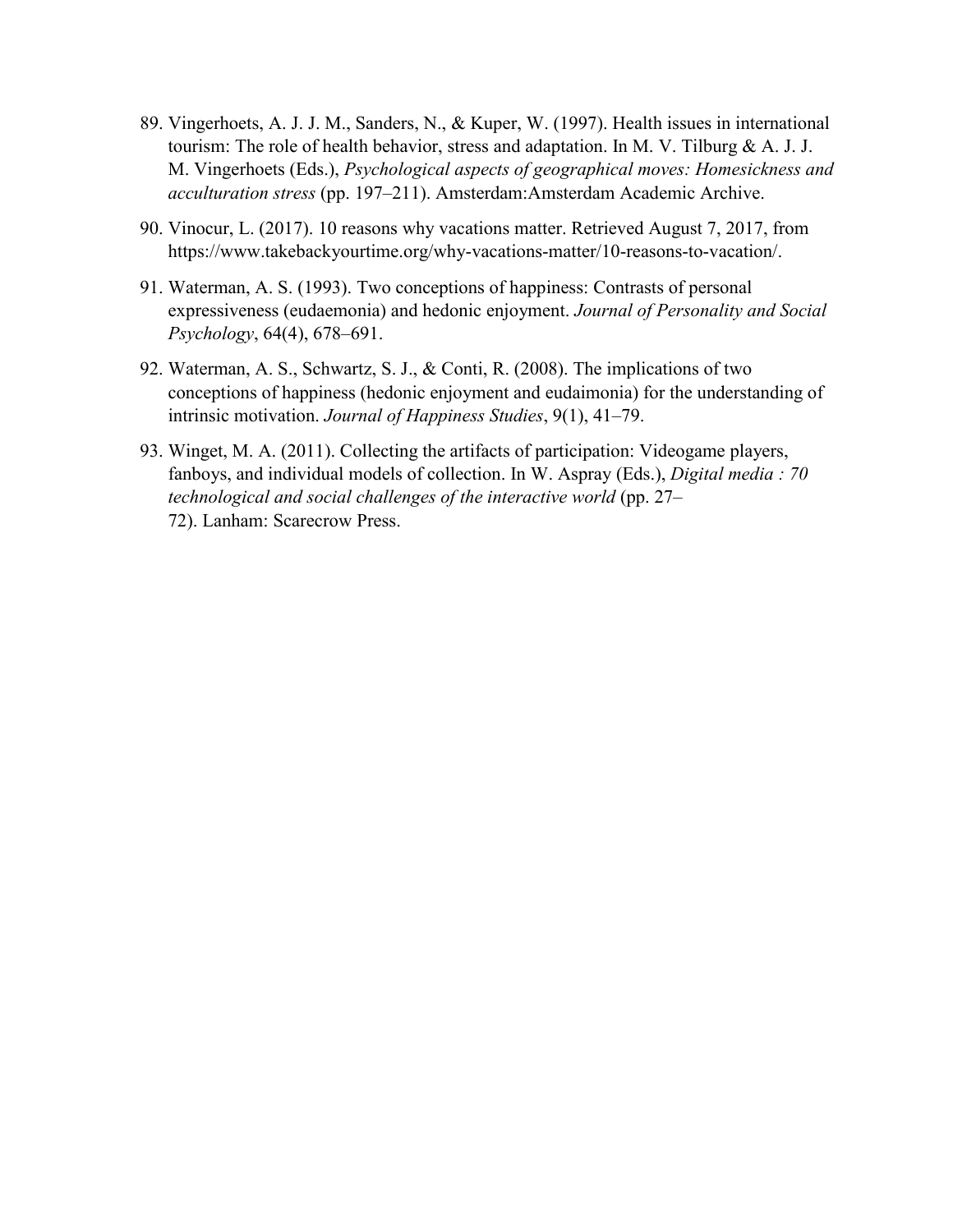89. Vingerhoets, A. J. J. M., Sanders, N., & Kuper, W. (1997). Health issues in international tourism: The role of health behavior, stress and adaptation. In M. V. Tilburg & A. J. J. M. Vingerhoets (Eds.), *Psychological aspects of geographical moves: Homesickness and acculturation stress* (pp. 197–211). Amsterdam:Amsterdam Academic Archive.

90. Vinocur, L. (2017). 10 reasons why vacations matter. Retrieved August 7, 2017, from https://www.takebackyourtime.org/why-vacations-matter/10-reasons-to-vacation/.

91. Waterman, A. S. (1993). Two conceptions of happiness: Contrasts of personal expressiveness (eudaemonia) and hedonic enjoyment. *Journal of Personality and Social Psychology*, 64(4), 678–691.

92. Waterman, A. S., Schwartz, S. J., & Conti, R. (2008). The implications of two conceptions of happiness (hedonic enjoyment and eudaimonia) for the understanding of intrinsic motivation. *Journal of Happiness Studies*, 9(1), 41–79.

93. Winget, M. A. (2011). Collecting the artifacts of participation: Videogame players, fanboys, and individual models of collection. In W. Aspray (Eds.), *Digital media : 70 technological and social challenges of the interactive world* (pp. 27–72). Lanham: Scarecrow Press.